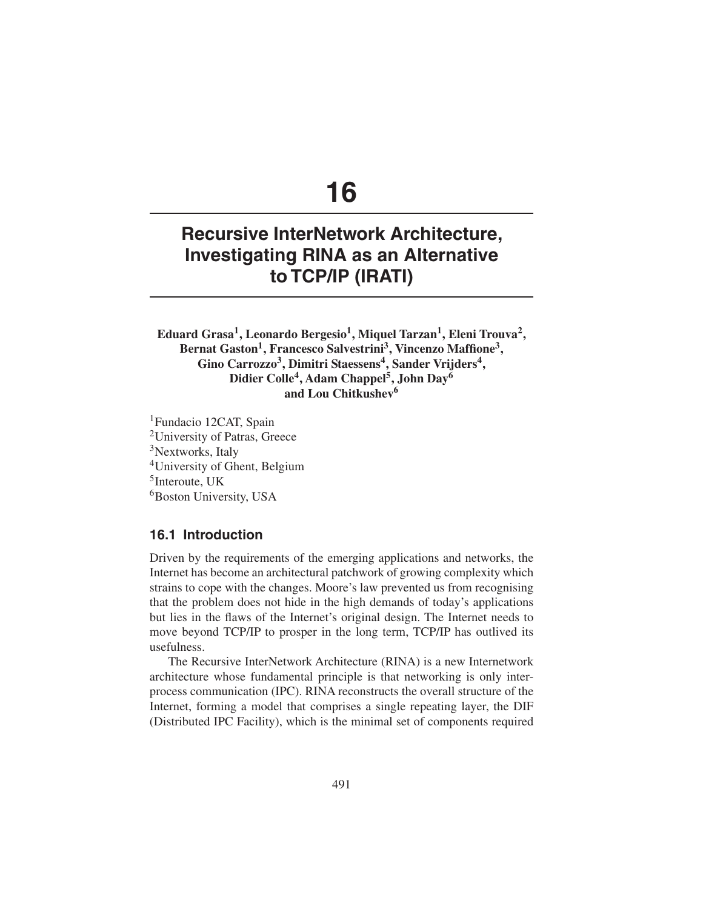# 16

# Recursive InterNetwork Architecture, Investigating RINA as an Alternative to TCP/IP (IRATI)

**Eduard Grasa[1], Leonardo Bergesio[1], Miquel Tarzan[1], Eleni Trouva[2], Bernat Gaston[1], Francesco Salvestrini[3], Vincenzo Maffione[3], Gino Carrozzo[3], Dimitri Staessens[4], Sander Vrijders[4], Didier Colle[4], Adam Chappel[5], John Day[6] and Lou Chitkushev[6]**

[1]Fundacio I2CAT, Spain
[2]University of Patras, Greece
[3]Nextworks, Italy
[4]University of Ghent, Belgium
[5]Interoute, UK
[6]Boston University, USA

## 16.1 Introduction

Driven by the requirements of the emerging applications and networks, the Internet has become an architectural patchwork of growing complexity which strains to cope with the changes. Moore's law prevented us from recognising that the problem does not hide in the high demands of today's applications but lies in the flaws of the Internet's original design. The Internet needs to move beyond TCP/IP to prosper in the long term, TCP/IP has outlived its usefulness.

The Recursive InterNetwork Architecture (RINA) is a new Internetwork architecture whose fundamental principle is that networking is only inter-process communication (IPC). RINA reconstructs the overall structure of the Internet, forming a model that comprises a single repeating layer, the DIF (Distributed IPC Facility), which is the minimal set of components required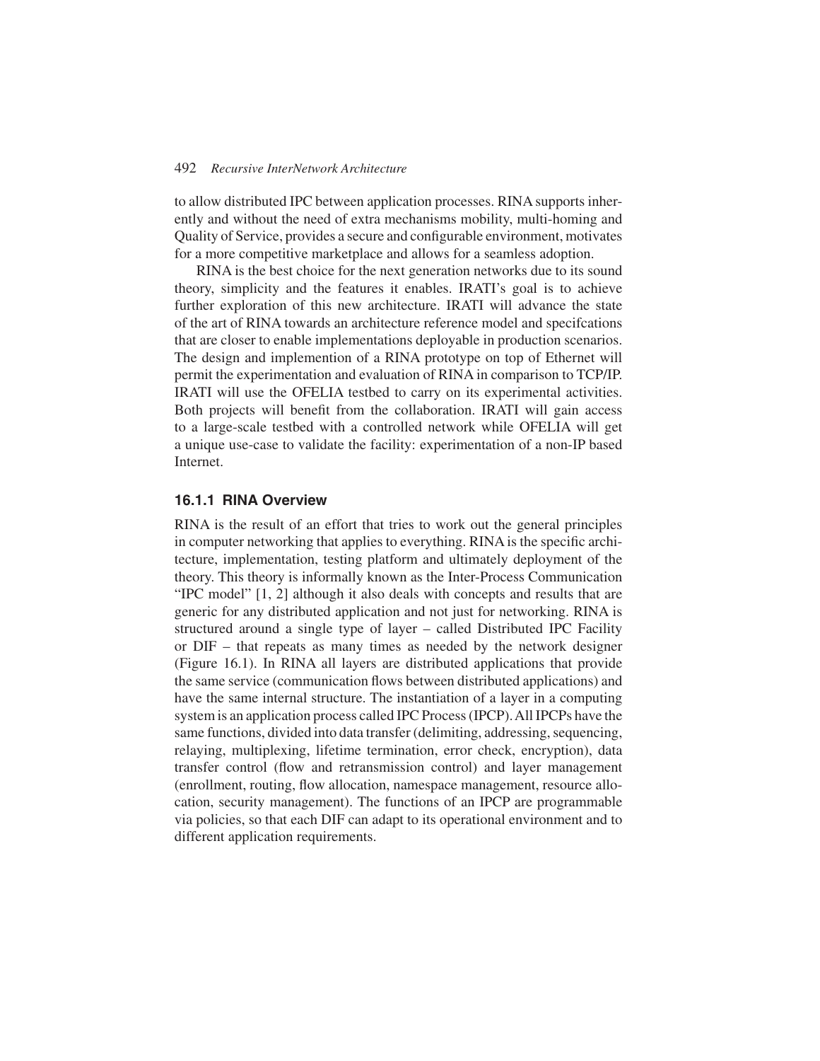to allow distributed IPC between application processes. RINA supports inherently and without the need of extra mechanisms mobility, multi-homing and Quality of Service, provides a secure and configurable environment, motivates for a more competitive marketplace and allows for a seamless adoption.

RINA is the best choice for the next generation networks due to its sound theory, simplicity and the features it enables. IRATI's goal is to achieve further exploration of this new architecture. IRATI will advance the state of the art of RINA towards an architecture reference model and specifcations that are closer to enable implementations deployable in production scenarios. The design and implemention of a RINA prototype on top of Ethernet will permit the experimentation and evaluation of RINA in comparison to TCP/IP. IRATI will use the OFELIA testbed to carry on its experimental activities. Both projects will benefit from the collaboration. IRATI will gain access to a large-scale testbed with a controlled network while OFELIA will get a unique use-case to validate the facility: experimentation of a non-IP based Internet.

### 16.1.1 RINA Overview

RINA is the result of an effort that tries to work out the general principles in computer networking that applies to everything. RINA is the specific architecture, implementation, testing platform and ultimately deployment of the theory. This theory is informally known as the Inter-Process Communication "IPC model" [1, 2] although it also deals with concepts and results that are generic for any distributed application and not just for networking. RINA is structured around a single type of layer – called Distributed IPC Facility or DIF – that repeats as many times as needed by the network designer (Figure 16.1). In RINA all layers are distributed applications that provide the same service (communication flows between distributed applications) and have the same internal structure. The instantiation of a layer in a computing system is an application process called IPC Process (IPCP). All IPCPs have the same functions, divided into data transfer (delimiting, addressing, sequencing, relaying, multiplexing, lifetime termination, error check, encryption), data transfer control (flow and retransmission control) and layer management (enrollment, routing, flow allocation, namespace management, resource allocation, security management). The functions of an IPCP are programmable via policies, so that each DIF can adapt to its operational environment and to different application requirements.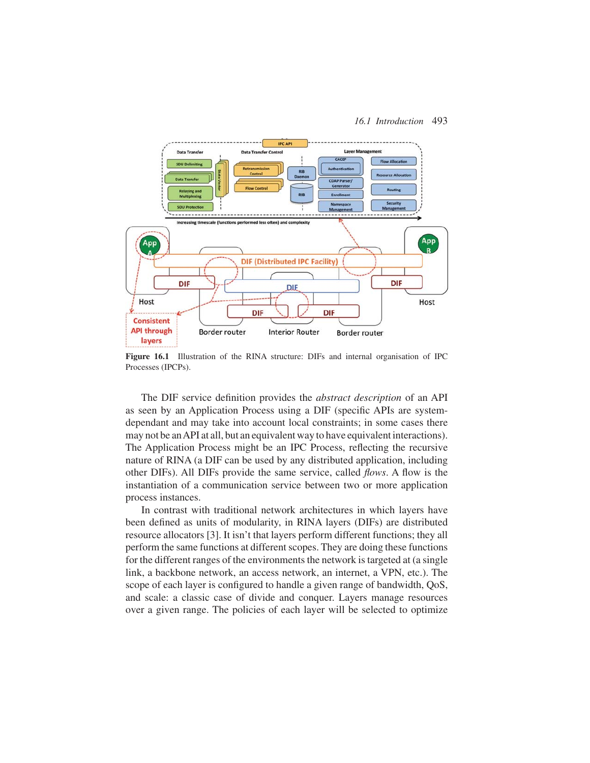Figure 16.1 Illustration of the RINA structure: DIFs and internal organisation of IPC Processes (IPCPs).

The DIF service definition provides the *abstract description* of an API as seen by an Application Process using a DIF (specific APIs are system-dependant and may take into account local constraints; in some cases there may not be an API at all, but an equivalent way to have equivalent interactions). The Application Process might be an IPC Process, reflecting the recursive nature of RINA (a DIF can be used by any distributed application, including other DIFs). All DIFs provide the same service, called *flows*. A flow is the instantiation of a communication service between two or more application process instances.

In contrast with traditional network architectures in which layers have been defined as units of modularity, in RINA layers (DIFs) are distributed resource allocators [3]. It isn't that layers perform different functions; they all perform the same functions at different scopes. They are doing these functions for the different ranges of the environments the network is targeted at (a single link, a backbone network, an access network, an internet, a VPN, etc.). The scope of each layer is configured to handle a given range of bandwidth, QoS, and scale: a classic case of divide and conquer. Layers manage resources over a given range. The policies of each layer will be selected to optimize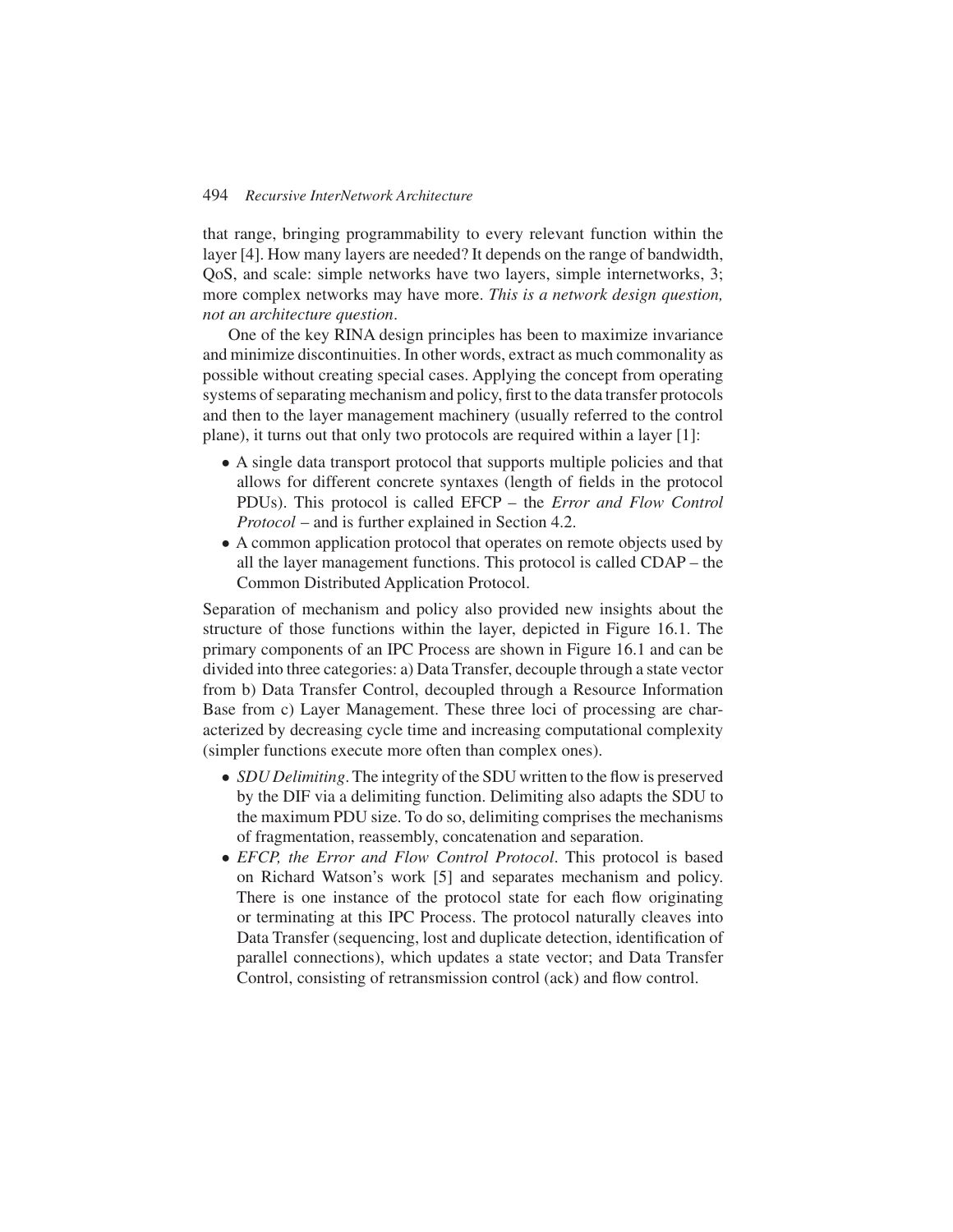that range, bringing programmability to every relevant function within the layer [4]. How many layers are needed? It depends on the range of bandwidth, QoS, and scale: simple networks have two layers, simple internetworks, 3; more complex networks may have more. *This is a network design question, not an architecture question*.

One of the key RINA design principles has been to maximize invariance and minimize discontinuities. In other words, extract as much commonality as possible without creating special cases. Applying the concept from operating systems of separating mechanism and policy, first to the data transfer protocols and then to the layer management machinery (usually referred to the control plane), it turns out that only two protocols are required within a layer [1]:

- A single data transport protocol that supports multiple policies and that allows for different concrete syntaxes (length of fields in the protocol PDUs). This protocol is called EFCP – the *Error and Flow Control Protocol* – and is further explained in Section 4.2.
- A common application protocol that operates on remote objects used by all the layer management functions. This protocol is called CDAP – the Common Distributed Application Protocol.

Separation of mechanism and policy also provided new insights about the structure of those functions within the layer, depicted in Figure 16.1. The primary components of an IPC Process are shown in Figure 16.1 and can be divided into three categories: a) Data Transfer, decouple through a state vector from b) Data Transfer Control, decoupled through a Resource Information Base from c) Layer Management. These three loci of processing are characterized by decreasing cycle time and increasing computational complexity (simpler functions execute more often than complex ones).

- *SDU Delimiting*. The integrity of the SDU written to the flow is preserved by the DIF via a delimiting function. Delimiting also adapts the SDU to the maximum PDU size. To do so, delimiting comprises the mechanisms of fragmentation, reassembly, concatenation and separation.
- *EFCP, the Error and Flow Control Protocol*. This protocol is based on Richard Watson's work [5] and separates mechanism and policy. There is one instance of the protocol state for each flow originating or terminating at this IPC Process. The protocol naturally cleaves into Data Transfer (sequencing, lost and duplicate detection, identification of parallel connections), which updates a state vector; and Data Transfer Control, consisting of retransmission control (ack) and flow control.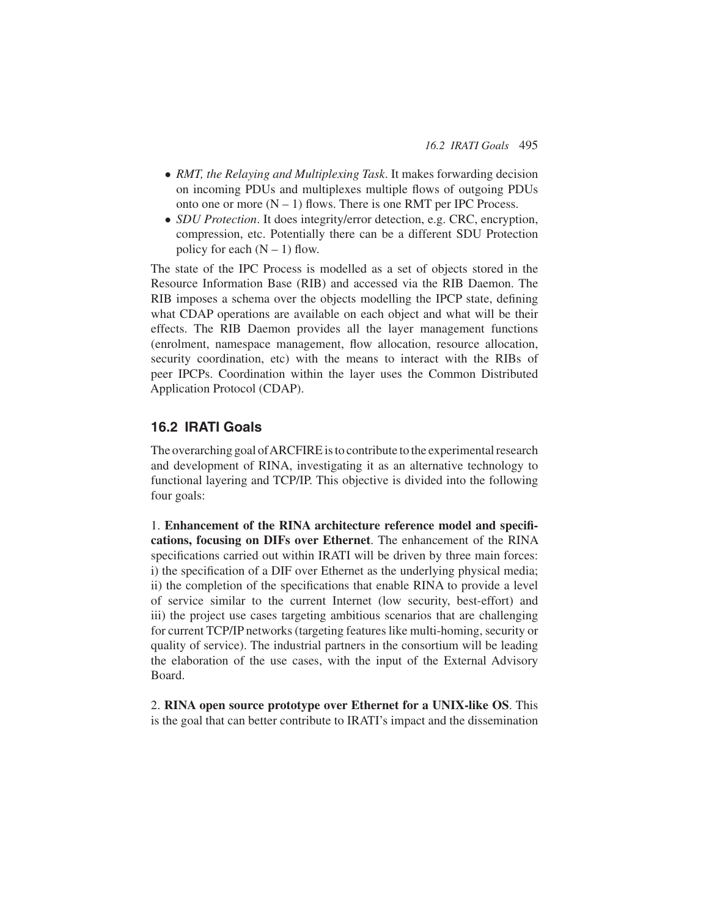- *RMT, the Relaying and Multiplexing Task*. It makes forwarding decision on incoming PDUs and multiplexes multiple flows of outgoing PDUs onto one or more (N – 1) flows. There is one RMT per IPC Process.
- *SDU Protection*. It does integrity/error detection, e.g. CRC, encryption, compression, etc. Potentially there can be a different SDU Protection policy for each (N – 1) flow.

The state of the IPC Process is modelled as a set of objects stored in the Resource Information Base (RIB) and accessed via the RIB Daemon. The RIB imposes a schema over the objects modelling the IPCP state, defining what CDAP operations are available on each object and what will be their effects. The RIB Daemon provides all the layer management functions (enrolment, namespace management, flow allocation, resource allocation, security coordination, etc) with the means to interact with the RIBs of peer IPCPs. Coordination within the layer uses the Common Distributed Application Protocol (CDAP).

## 16.2 IRATI Goals

The overarching goal of ARCFIRE is to contribute to the experimental research and development of RINA, investigating it as an alternative technology to functional layering and TCP/IP. This objective is divided into the following four goals:

1. **Enhancement of the RINA architecture reference model and specifications, focusing on DIFs over Ethernet**. The enhancement of the RINA specifications carried out within IRATI will be driven by three main forces: i) the specification of a DIF over Ethernet as the underlying physical media; ii) the completion of the specifications that enable RINA to provide a level of service similar to the current Internet (low security, best-effort) and iii) the project use cases targeting ambitious scenarios that are challenging for current TCP/IP networks (targeting features like multi-homing, security or quality of service). The industrial partners in the consortium will be leading the elaboration of the use cases, with the input of the External Advisory Board.

2. **RINA open source prototype over Ethernet for a UNIX-like OS**. This is the goal that can better contribute to IRATI's impact and the dissemination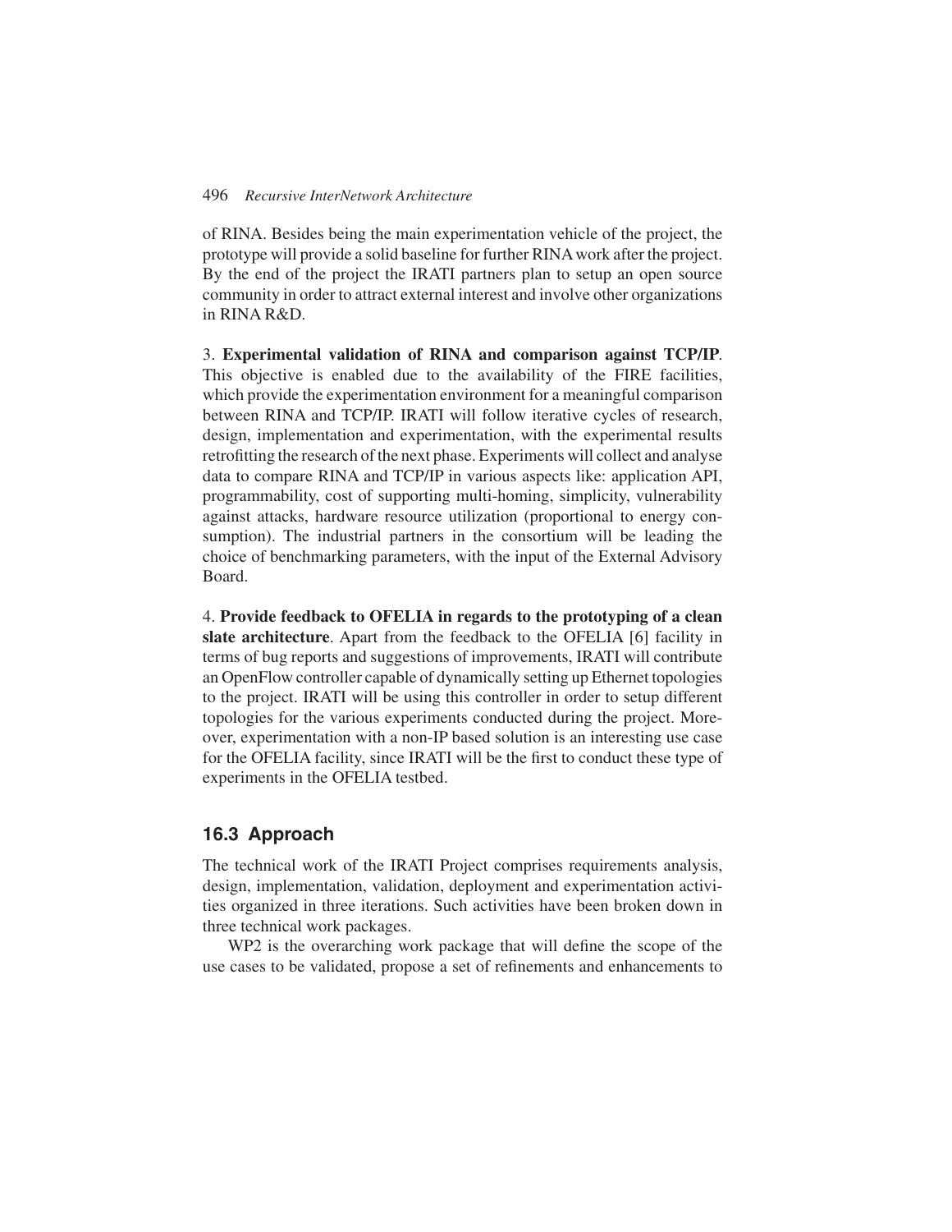of RINA. Besides being the main experimentation vehicle of the project, the prototype will provide a solid baseline for further RINA work after the project. By the end of the project the IRATI partners plan to setup an open source community in order to attract external interest and involve other organizations in RINA R&D.

3. **Experimental validation of RINA and comparison against TCP/IP**. This objective is enabled due to the availability of the FIRE facilities, which provide the experimentation environment for a meaningful comparison between RINA and TCP/IP. IRATI will follow iterative cycles of research, design, implementation and experimentation, with the experimental results retrofitting the research of the next phase. Experiments will collect and analyse data to compare RINA and TCP/IP in various aspects like: application API, programmability, cost of supporting multi-homing, simplicity, vulnerability against attacks, hardware resource utilization (proportional to energy consumption). The industrial partners in the consortium will be leading the choice of benchmarking parameters, with the input of the External Advisory Board.

4. **Provide feedback to OFELIA in regards to the prototyping of a clean slate architecture**. Apart from the feedback to the OFELIA [6] facility in terms of bug reports and suggestions of improvements, IRATI will contribute an OpenFlow controller capable of dynamically setting up Ethernet topologies to the project. IRATI will be using this controller in order to setup different topologies for the various experiments conducted during the project. Moreover, experimentation with a non-IP based solution is an interesting use case for the OFELIA facility, since IRATI will be the first to conduct these type of experiments in the OFELIA testbed.

## 16.3 Approach

The technical work of the IRATI Project comprises requirements analysis, design, implementation, validation, deployment and experimentation activities organized in three iterations. Such activities have been broken down in three technical work packages.

WP2 is the overarching work package that will define the scope of the use cases to be validated, propose a set of refinements and enhancements to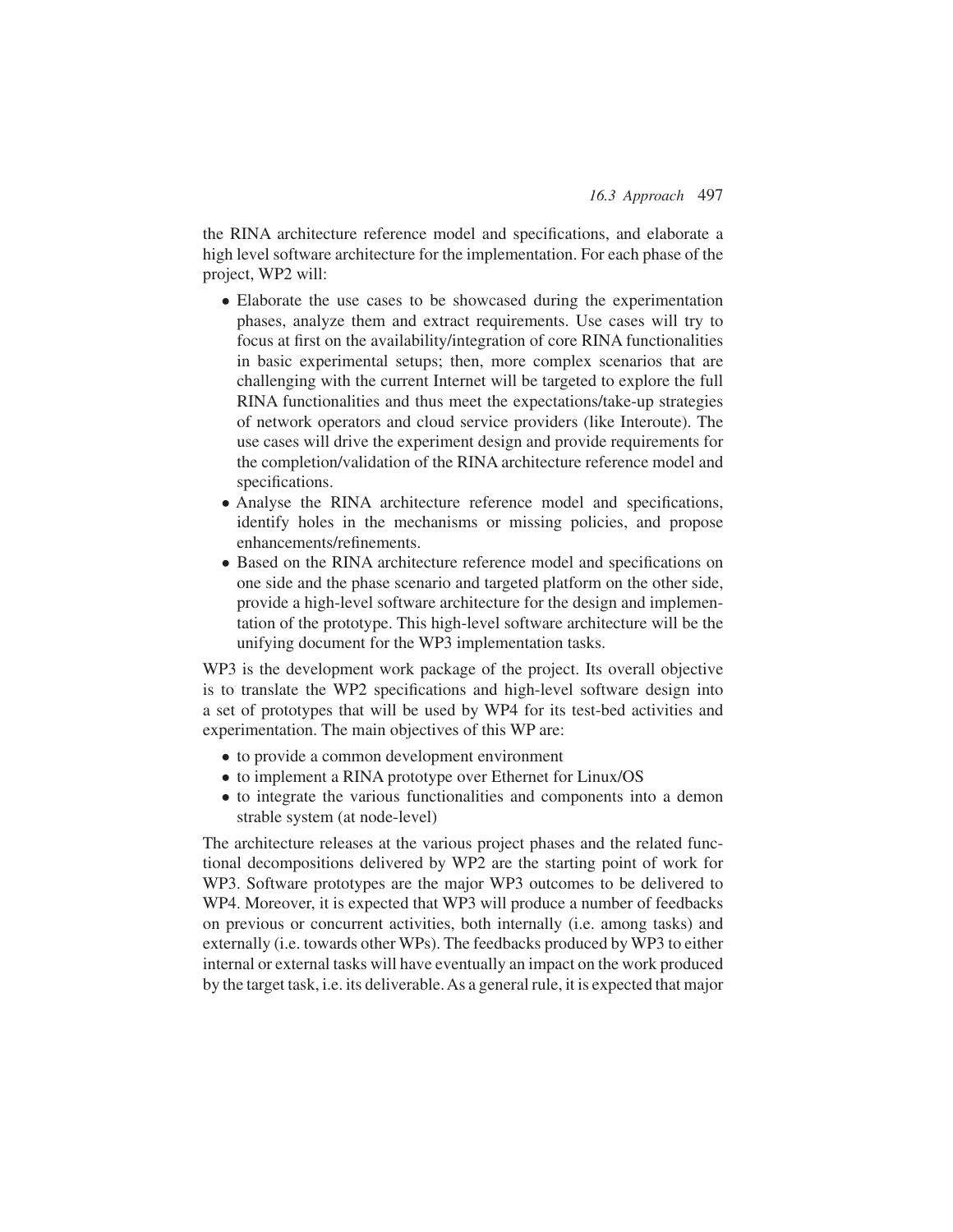the RINA architecture reference model and specifications, and elaborate a high level software architecture for the implementation. For each phase of the project, WP2 will:

- Elaborate the use cases to be showcased during the experimentation phases, analyze them and extract requirements. Use cases will try to focus at first on the availability/integration of core RINA functionalities in basic experimental setups; then, more complex scenarios that are challenging with the current Internet will be targeted to explore the full RINA functionalities and thus meet the expectations/take-up strategies of network operators and cloud service providers (like Interoute). The use cases will drive the experiment design and provide requirements for the completion/validation of the RINA architecture reference model and specifications.
- Analyse the RINA architecture reference model and specifications, identify holes in the mechanisms or missing policies, and propose enhancements/refinements.
- Based on the RINA architecture reference model and specifications on one side and the phase scenario and targeted platform on the other side, provide a high-level software architecture for the design and implementation of the prototype. This high-level software architecture will be the unifying document for the WP3 implementation tasks.

WP3 is the development work package of the project. Its overall objective is to translate the WP2 specifications and high-level software design into a set of prototypes that will be used by WP4 for its test-bed activities and experimentation. The main objectives of this WP are:

- to provide a common development environment
- to implement a RINA prototype over Ethernet for Linux/OS
- to integrate the various functionalities and components into a demon strable system (at node-level)

The architecture releases at the various project phases and the related functional decompositions delivered by WP2 are the starting point of work for WP3. Software prototypes are the major WP3 outcomes to be delivered to WP4. Moreover, it is expected that WP3 will produce a number of feedbacks on previous or concurrent activities, both internally (i.e. among tasks) and externally (i.e. towards other WPs). The feedbacks produced by WP3 to either internal or external tasks will have eventually an impact on the work produced by the target task, i.e. its deliverable. As a general rule, it is expected that major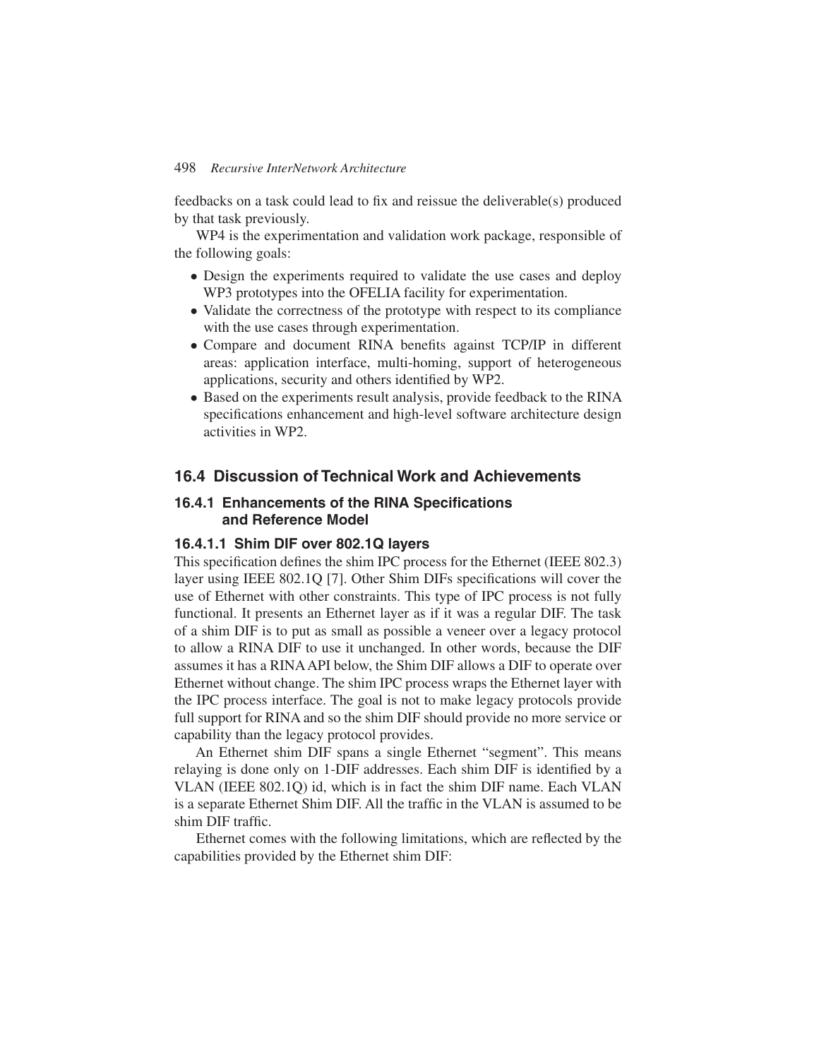feedbacks on a task could lead to fix and reissue the deliverable(s) produced by that task previously.

WP4 is the experimentation and validation work package, responsible of the following goals:

- Design the experiments required to validate the use cases and deploy WP3 prototypes into the OFELIA facility for experimentation.
- Validate the correctness of the prototype with respect to its compliance with the use cases through experimentation.
- Compare and document RINA benefits against TCP/IP in different areas: application interface, multi-homing, support of heterogeneous applications, security and others identified by WP2.
- Based on the experiments result analysis, provide feedback to the RINA specifications enhancement and high-level software architecture design activities in WP2.

## 16.4 Discussion of Technical Work and Achievements

### 16.4.1 Enhancements of the RINA Specifications and Reference Model

#### 16.4.1.1 Shim DIF over 802.1Q layers

This specification defines the shim IPC process for the Ethernet (IEEE 802.3) layer using IEEE 802.1Q [7]. Other Shim DIFs specifications will cover the use of Ethernet with other constraints. This type of IPC process is not fully functional. It presents an Ethernet layer as if it was a regular DIF. The task of a shim DIF is to put as small as possible a veneer over a legacy protocol to allow a RINA DIF to use it unchanged. In other words, because the DIF assumes it has a RINA API below, the Shim DIF allows a DIF to operate over Ethernet without change. The shim IPC process wraps the Ethernet layer with the IPC process interface. The goal is not to make legacy protocols provide full support for RINA and so the shim DIF should provide no more service or capability than the legacy protocol provides.

An Ethernet shim DIF spans a single Ethernet "segment". This means relaying is done only on 1-DIF addresses. Each shim DIF is identified by a VLAN (IEEE 802.1Q) id, which is in fact the shim DIF name. Each VLAN is a separate Ethernet Shim DIF. All the traffic in the VLAN is assumed to be shim DIF traffic.

Ethernet comes with the following limitations, which are reflected by the capabilities provided by the Ethernet shim DIF: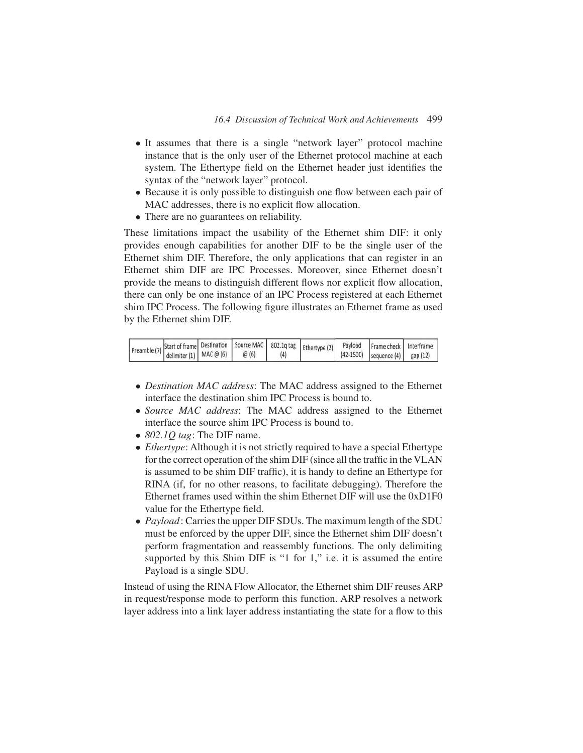- It assumes that there is a single "network layer" protocol machine instance that is the only user of the Ethernet protocol machine at each system. The Ethertype field on the Ethernet header just identifies the syntax of the "network layer" protocol.
- Because it is only possible to distinguish one flow between each pair of MAC addresses, there is no explicit flow allocation.
- There are no guarantees on reliability.

These limitations impact the usability of the Ethernet shim DIF: it only provides enough capabilities for another DIF to be the single user of the Ethernet shim DIF. Therefore, the only applications that can register in an Ethernet shim DIF are IPC Processes. Moreover, since Ethernet doesn't provide the means to distinguish different flows nor explicit flow allocation, there can only be one instance of an IPC Process registered at each Ethernet shim IPC Process. The following figure illustrates an Ethernet frame as used by the Ethernet shim DIF.

| Preamble (7) | Start of frame delimiter (1) | Destination MAC @ (6) | Source MAC @ (6) | 802.1q tag (4) | Ethertype (2) | Payload (42-1500) | Frame check sequence (4) | Interframe gap (12) |
|---|---|---|---|---|---|---|---|---|

- *Destination MAC address*: The MAC address assigned to the Ethernet interface the destination shim IPC Process is bound to.
- *Source MAC address*: The MAC address assigned to the Ethernet interface the source shim IPC Process is bound to.
- *802.1Q tag*: The DIF name.
- *Ethertype*: Although it is not strictly required to have a special Ethertype for the correct operation of the shim DIF (since all the traffic in the VLAN is assumed to be shim DIF traffic), it is handy to define an Ethertype for RINA (if, for no other reasons, to facilitate debugging). Therefore the Ethernet frames used within the shim Ethernet DIF will use the 0xD1F0 value for the Ethertype field.
- *Payload*: Carries the upper DIF SDUs. The maximum length of the SDU must be enforced by the upper DIF, since the Ethernet shim DIF doesn't perform fragmentation and reassembly functions. The only delimiting supported by this Shim DIF is "1 for 1," i.e. it is assumed the entire Payload is a single SDU.

Instead of using the RINA Flow Allocator, the Ethernet shim DIF reuses ARP in request/response mode to perform this function. ARP resolves a network layer address into a link layer address instantiating the state for a flow to this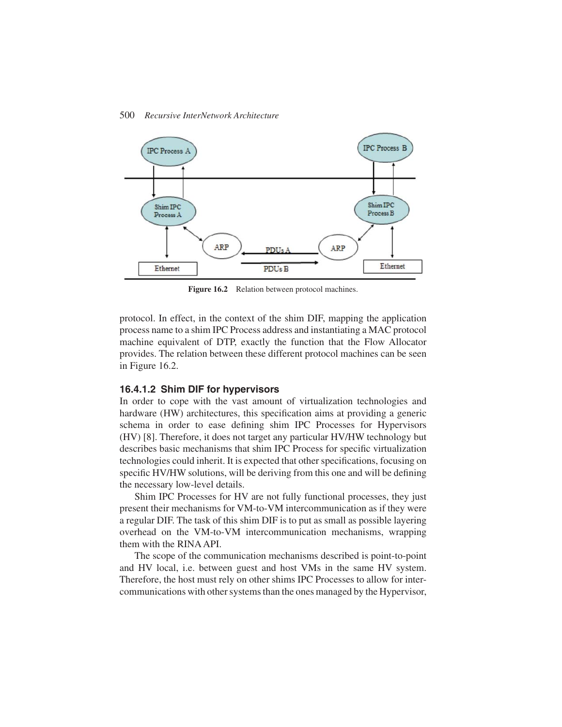protocol. In effect, in the context of the shim DIF, mapping the application process name to a shim IPC Process address and instantiating a MAC protocol machine equivalent of DTP, exactly the function that the Flow Allocator provides. The relation between these different protocol machines can be seen in Figure 16.2.

**Figure 16.2** Relation between protocol machines.

#### 16.4.1.2 Shim DIF for hypervisors

In order to cope with the vast amount of virtualization technologies and hardware (HW) architectures, this specification aims at providing a generic schema in order to ease defining shim IPC Processes for Hypervisors (HV) [8]. Therefore, it does not target any particular HV/HW technology but describes basic mechanisms that shim IPC Process for specific virtualization technologies could inherit. It is expected that other specifications, focusing on specific HV/HW solutions, will be deriving from this one and will be defining the necessary low-level details.

Shim IPC Processes for HV are not fully functional processes, they just present their mechanisms for VM-to-VM intercommunication as if they were a regular DIF. The task of this shim DIF is to put as small as possible layering overhead on the VM-to-VM intercommunication mechanisms, wrapping them with the RINA API.

The scope of the communication mechanisms described is point-to-point and HV local, i.e. between guest and host VMs in the same HV system. Therefore, the host must rely on other shims IPC Processes to allow for intercommunications with other systems than the ones managed by the Hypervisor,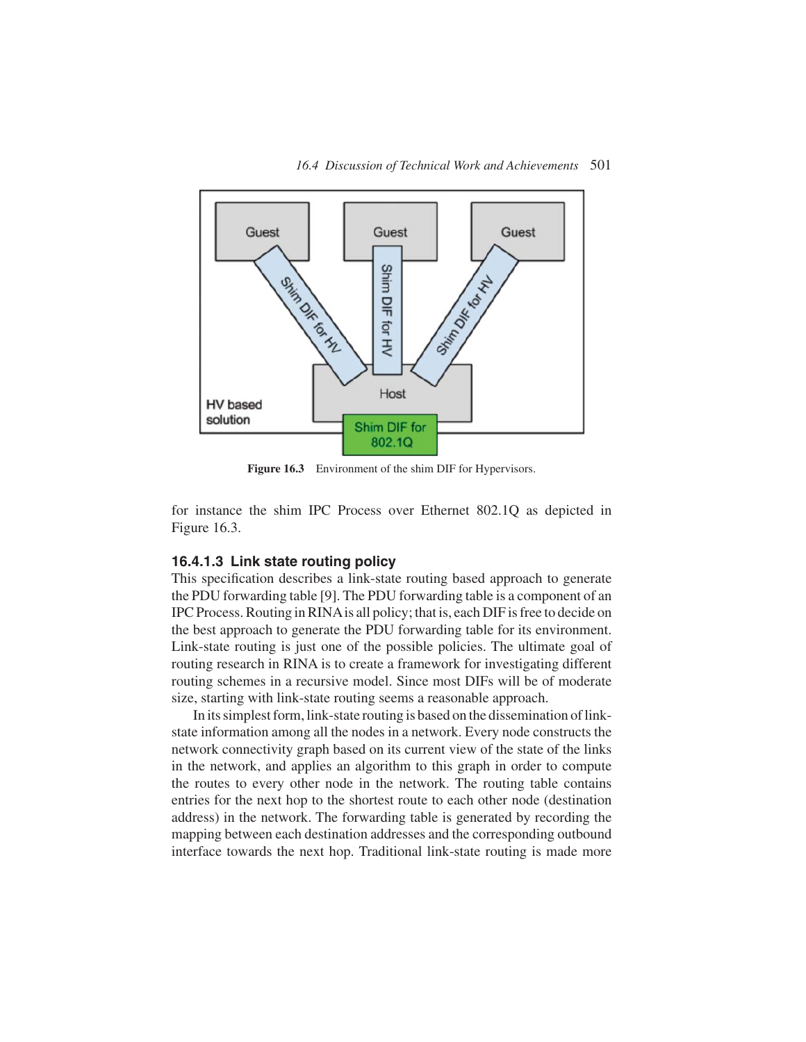Figure 16.3 Environment of the shim DIF for Hypervisors.

for instance the shim IPC Process over Ethernet 802.1Q as depicted in Figure 16.3.

#### 16.4.1.3 Link state routing policy

This specification describes a link-state routing based approach to generate the PDU forwarding table [9]. The PDU forwarding table is a component of an IPC Process. Routing in RINA is all policy; that is, each DIF is free to decide on the best approach to generate the PDU forwarding table for its environment. Link-state routing is just one of the possible policies. The ultimate goal of routing research in RINA is to create a framework for investigating different routing schemes in a recursive model. Since most DIFs will be of moderate size, starting with link-state routing seems a reasonable approach.

In its simplest form, link-state routing is based on the dissemination of link-state information among all the nodes in a network. Every node constructs the network connectivity graph based on its current view of the state of the links in the network, and applies an algorithm to this graph in order to compute the routes to every other node in the network. The routing table contains entries for the next hop to the shortest route to each other node (destination address) in the network. The forwarding table is generated by recording the mapping between each destination addresses and the corresponding outbound interface towards the next hop. Traditional link-state routing is made more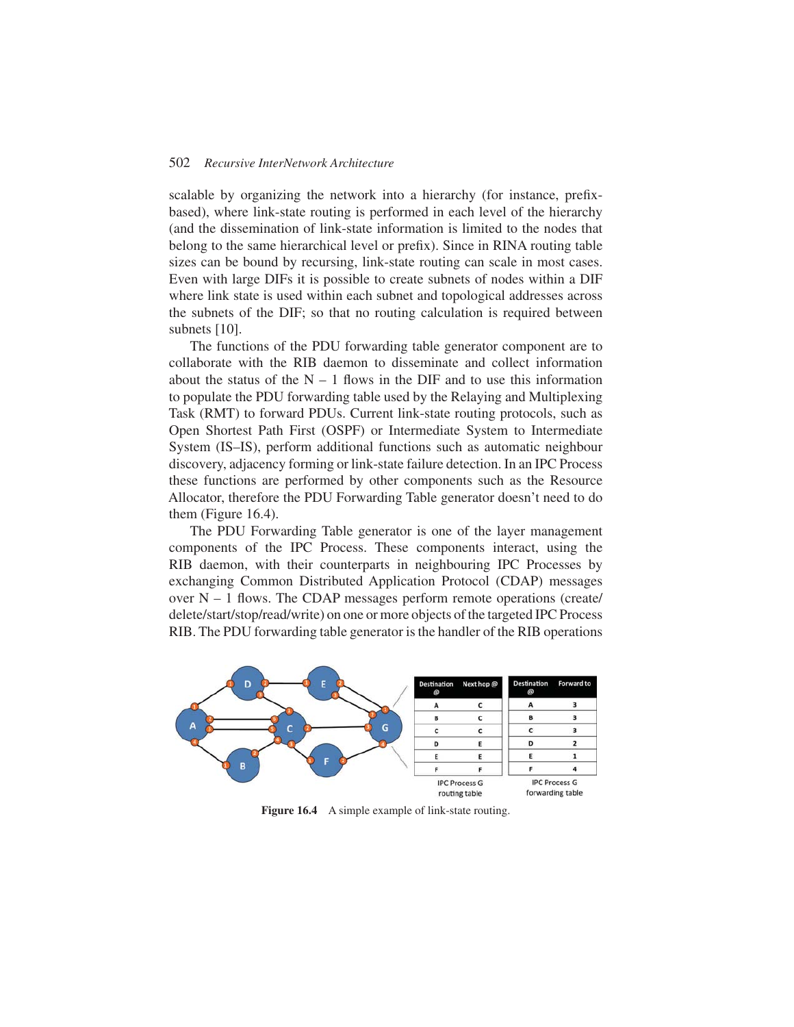scalable by organizing the network into a hierarchy (for instance, prefix-based), where link-state routing is performed in each level of the hierarchy (and the dissemination of link-state information is limited to the nodes that belong to the same hierarchical level or prefix). Since in RINA routing table sizes can be bound by recursing, link-state routing can scale in most cases. Even with large DIFs it is possible to create subnets of nodes within a DIF where link state is used within each subnet and topological addresses across the subnets of the DIF; so that no routing calculation is required between subnets [10].

The functions of the PDU forwarding table generator component are to collaborate with the RIB daemon to disseminate and collect information about the status of the N – 1 flows in the DIF and to use this information to populate the PDU forwarding table used by the Relaying and Multiplexing Task (RMT) to forward PDUs. Current link-state routing protocols, such as Open Shortest Path First (OSPF) or Intermediate System to Intermediate System (IS–IS), perform additional functions such as automatic neighbour discovery, adjacency forming or link-state failure detection. In an IPC Process these functions are performed by other components such as the Resource Allocator, therefore the PDU Forwarding Table generator doesn't need to do them (Figure 16.4).

The PDU Forwarding Table generator is one of the layer management components of the IPC Process. These components interact, using the RIB daemon, with their counterparts in neighbouring IPC Processes by exchanging Common Distributed Application Protocol (CDAP) messages over N – 1 flows. The CDAP messages perform remote operations (create/delete/start/stop/read/write) on one or more objects of the targeted IPC Process RIB. The PDU forwarding table generator is the handler of the RIB operations

| Destination @ | Next hop @ |
|---|---|
| A | C |
| B | C |
| C | C |
| D | E |
| E | E |
| F | F |

IPC Process G routing table

| Destination @ | Forward to |
|---|---|
| A | 3 |
| B | 3 |
| C | 3 |
| D | 2 |
| E | 1 |
| F | 4 |

IPC Process G forwarding table

**Figure 16.4** A simple example of link-state routing.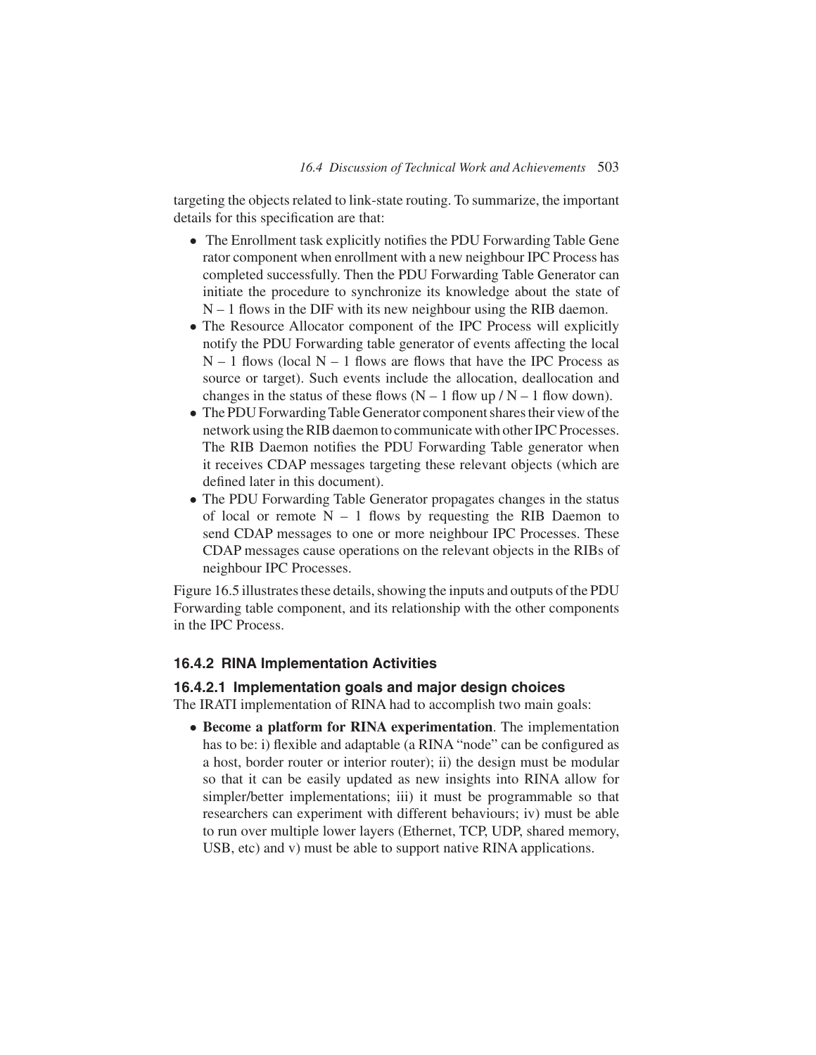targeting the objects related to link-state routing. To summarize, the important details for this specification are that:

- The Enrollment task explicitly notifies the PDU Forwarding Table Generator component when enrollment with a new neighbour IPC Process has completed successfully. Then the PDU Forwarding Table Generator can initiate the procedure to synchronize its knowledge about the state of N – 1 flows in the DIF with its new neighbour using the RIB daemon.
- The Resource Allocator component of the IPC Process will explicitly notify the PDU Forwarding table generator of events affecting the local N – 1 flows (local N – 1 flows are flows that have the IPC Process as source or target). Such events include the allocation, deallocation and changes in the status of these flows (N – 1 flow up / N – 1 flow down).
- The PDU Forwarding Table Generator component shares their view of the network using the RIB daemon to communicate with other IPC Processes. The RIB Daemon notifies the PDU Forwarding Table generator when it receives CDAP messages targeting these relevant objects (which are defined later in this document).
- The PDU Forwarding Table Generator propagates changes in the status of local or remote N – 1 flows by requesting the RIB Daemon to send CDAP messages to one or more neighbour IPC Processes. These CDAP messages cause operations on the relevant objects in the RIBs of neighbour IPC Processes.

Figure 16.5 illustrates these details, showing the inputs and outputs of the PDU Forwarding table component, and its relationship with the other components in the IPC Process.

### 16.4.2 RINA Implementation Activities

#### 16.4.2.1 Implementation goals and major design choices

The IRATI implementation of RINA had to accomplish two main goals:

- **Become a platform for RINA experimentation**. The implementation has to be: i) flexible and adaptable (a RINA "node" can be configured as a host, border router or interior router); ii) the design must be modular so that it can be easily updated as new insights into RINA allow for simpler/better implementations; iii) it must be programmable so that researchers can experiment with different behaviours; iv) must be able to run over multiple lower layers (Ethernet, TCP, UDP, shared memory, USB, etc) and v) must be able to support native RINA applications.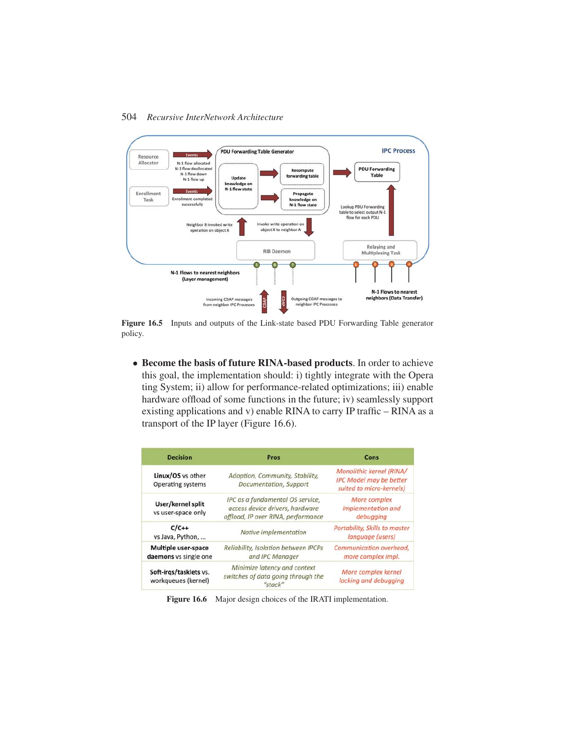Figure 16.5 Inputs and outputs of the Link-state based PDU Forwarding Table generator policy.

- **Become the basis of future RINA-based products**. In order to achieve this goal, the implementation should: i) tightly integrate with the Operating System; ii) allow for performance-related optimizations; iii) enable hardware offload of some functions in the future; iv) seamlessly support existing applications and v) enable RINA to carry IP traffic – RINA as a transport of the IP layer (Figure 16.6).

| Decision | Pros | Cons |
|---|---|---|
| **Linux/OS** vs other Operating systems | *Adoption, Community, Stability, Documentation, Support* | *Monolithic kernel (RINA/IPC Model may be better suited to micro-kernels)* |
| **User/kernel split** vs user-space only | *IPC as a fundamental OS service, access device drivers, hardware offload, IP over RINA, performance* | *More complex implementation and debugging* |
| **C/C++** vs Java, Python, ... | *Native implementation* | *Portability, Skills to master language (users)* |
| **Multiple user-space daemons** vs single one | *Reliability, Isolation between IPCPs and IPC Manager* | *Communication overhead, more complex impl.* |
| **Soft-irqs/tasklets** vs. workqueues (kernel) | *Minimize latency and context switches of data going through the "stack"* | *More complex kernel locking and debugging* |

**Figure 16.6** Major design choices of the IRATI implementation.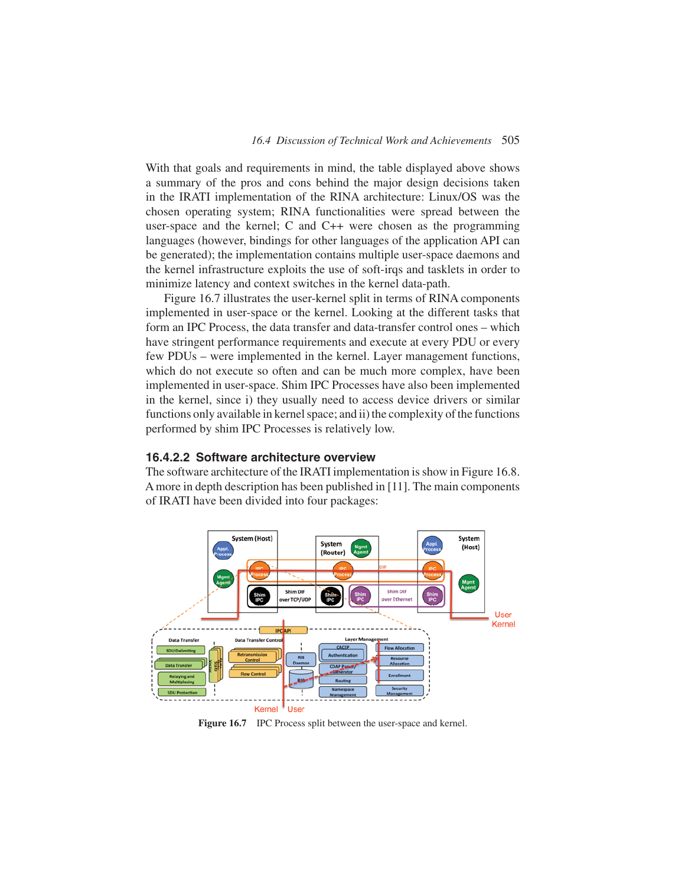With that goals and requirements in mind, the table displayed above shows a summary of the pros and cons behind the major design decisions taken in the IRATI implementation of the RINA architecture: Linux/OS was the chosen operating system; RINA functionalities were spread between the user-space and the kernel; C and C++ were chosen as the programming languages (however, bindings for other languages of the application API can be generated); the implementation contains multiple user-space daemons and the kernel infrastructure exploits the use of soft-irqs and tasklets in order to minimize latency and context switches in the kernel data-path.

Figure 16.7 illustrates the user-kernel split in terms of RINA components implemented in user-space or the kernel. Looking at the different tasks that form an IPC Process, the data transfer and data-transfer control ones – which have stringent performance requirements and execute at every PDU or every few PDUs – were implemented in the kernel. Layer management functions, which do not execute so often and can be much more complex, have been implemented in user-space. Shim IPC Processes have also been implemented in the kernel, since i) they usually need to access device drivers or similar functions only available in kernel space; and ii) the complexity of the functions performed by shim IPC Processes is relatively low.

### 16.4.2.2 Software architecture overview

The software architecture of the IRATI implementation is show in Figure 16.8. A more in depth description has been published in [11]. The main components of IRATI have been divided into four packages:

**Figure 16.7** IPC Process split between the user-space and kernel.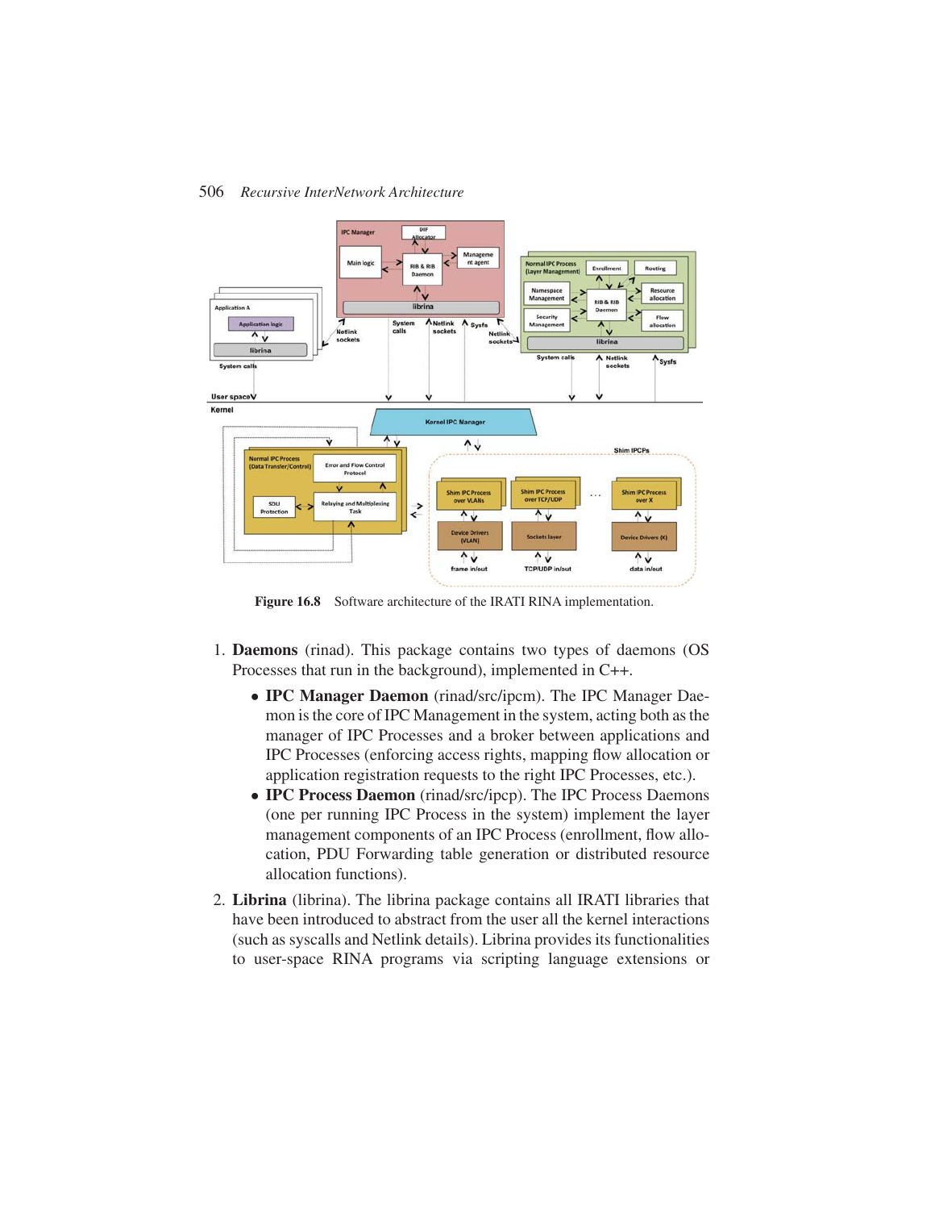Figure 16.8 Software architecture of the IRATI RINA implementation.

1. **Daemons** (rinad). This package contains two types of daemons (OS Processes that run in the background), implemented in C++.
   - **IPC Manager Daemon** (rinad/src/ipcm). The IPC Manager Daemon is the core of IPC Management in the system, acting both as the manager of IPC Processes and a broker between applications and IPC Processes (enforcing access rights, mapping flow allocation or application registration requests to the right IPC Processes, etc.).
   - **IPC Process Daemon** (rinad/src/ipcp). The IPC Process Daemons (one per running IPC Process in the system) implement the layer management components of an IPC Process (enrollment, flow allocation, PDU Forwarding table generation or distributed resource allocation functions).
2. **Librina** (librina). The librina package contains all IRATI libraries that have been introduced to abstract from the user all the kernel interactions (such as syscalls and Netlink details). Librina provides its functionalities to user-space RINA programs via scripting language extensions or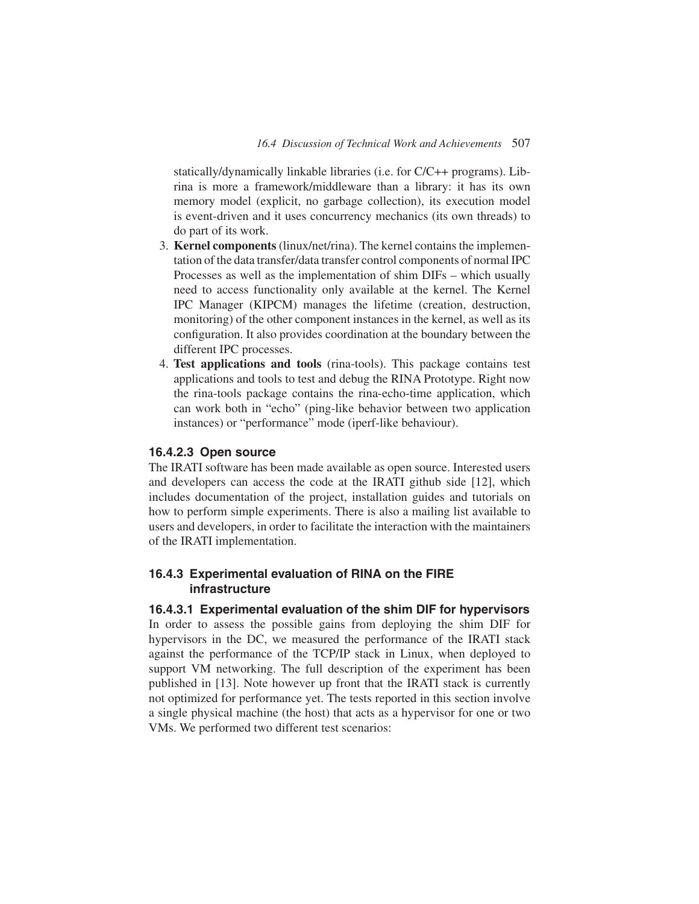statically/dynamically linkable libraries (i.e. for C/C++ programs). Librina is more a framework/middleware than a library: it has its own memory model (explicit, no garbage collection), its execution model is event-driven and it uses concurrency mechanics (its own threads) to do part of its work.

3. **Kernel components** (linux/net/rina). The kernel contains the implementation of the data transfer/data transfer control components of normal IPC Processes as well as the implementation of shim DIFs – which usually need to access functionality only available at the kernel. The Kernel IPC Manager (KIPCM) manages the lifetime (creation, destruction, monitoring) of the other component instances in the kernel, as well as its configuration. It also provides coordination at the boundary between the different IPC processes.
4. **Test applications and tools** (rina-tools). This package contains test applications and tools to test and debug the RINA Prototype. Right now the rina-tools package contains the rina-echo-time application, which can work both in "echo" (ping-like behavior between two application instances) or "performance" mode (iperf-like behaviour).

#### 16.4.2.3 Open source

The IRATI software has been made available as open source. Interested users and developers can access the code at the IRATI github side [12], which includes documentation of the project, installation guides and tutorials on how to perform simple experiments. There is also a mailing list available to users and developers, in order to facilitate the interaction with the maintainers of the IRATI implementation.

### 16.4.3 Experimental evaluation of RINA on the FIRE infrastructure

#### 16.4.3.1 Experimental evaluation of the shim DIF for hypervisors

In order to assess the possible gains from deploying the shim DIF for hypervisors in the DC, we measured the performance of the IRATI stack against the performance of the TCP/IP stack in Linux, when deployed to support VM networking. The full description of the experiment has been published in [13]. Note however up front that the IRATI stack is currently not optimized for performance yet. The tests reported in this section involve a single physical machine (the host) that acts as a hypervisor for one or two VMs. We performed two different test scenarios: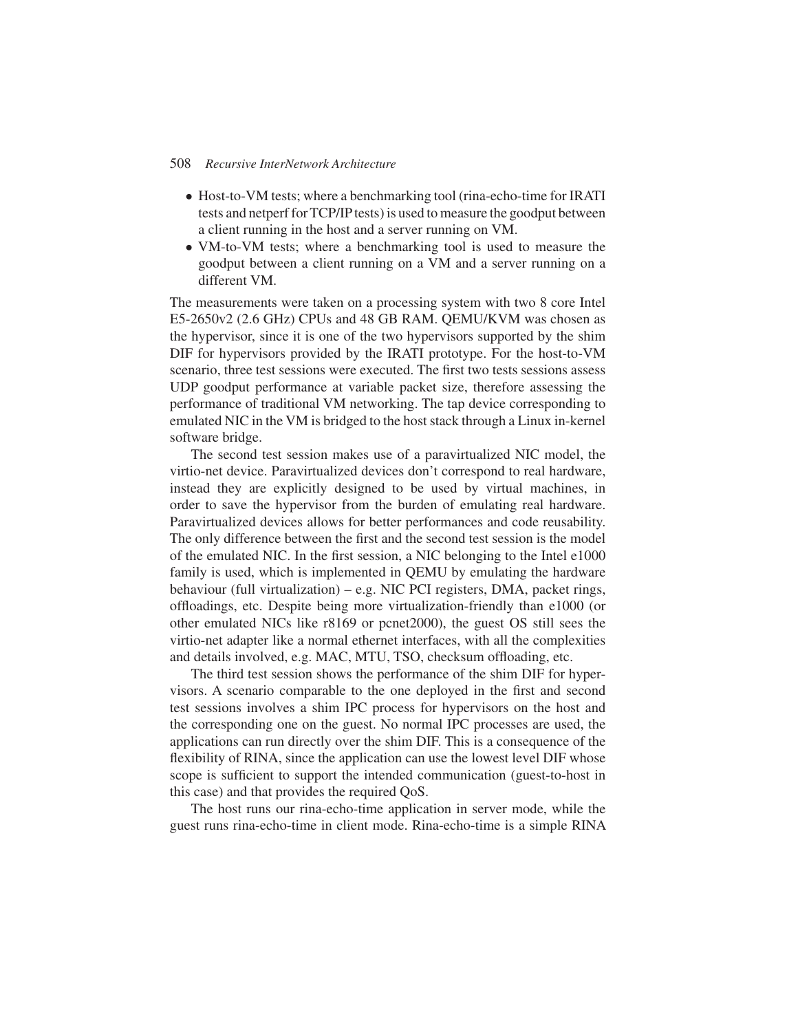- Host-to-VM tests; where a benchmarking tool (rina-echo-time for IRATI tests and netperf for TCP/IP tests) is used to measure the goodput between a client running in the host and a server running on VM.
- VM-to-VM tests; where a benchmarking tool is used to measure the goodput between a client running on a VM and a server running on a different VM.

The measurements were taken on a processing system with two 8 core Intel E5-2650v2 (2.6 GHz) CPUs and 48 GB RAM. QEMU/KVM was chosen as the hypervisor, since it is one of the two hypervisors supported by the shim DIF for hypervisors provided by the IRATI prototype. For the host-to-VM scenario, three test sessions were executed. The first two tests sessions assess UDP goodput performance at variable packet size, therefore assessing the performance of traditional VM networking. The tap device corresponding to emulated NIC in the VM is bridged to the host stack through a Linux in-kernel software bridge.

The second test session makes use of a paravirtualized NIC model, the virtio-net device. Paravirtualized devices don't correspond to real hardware, instead they are explicitly designed to be used by virtual machines, in order to save the hypervisor from the burden of emulating real hardware. Paravirtualized devices allows for better performances and code reusability. The only difference between the first and the second test session is the model of the emulated NIC. In the first session, a NIC belonging to the Intel e1000 family is used, which is implemented in QEMU by emulating the hardware behaviour (full virtualization) – e.g. NIC PCI registers, DMA, packet rings, offloadings, etc. Despite being more virtualization-friendly than e1000 (or other emulated NICs like r8169 or pcnet2000), the guest OS still sees the virtio-net adapter like a normal ethernet interfaces, with all the complexities and details involved, e.g. MAC, MTU, TSO, checksum offloading, etc.

The third test session shows the performance of the shim DIF for hypervisors. A scenario comparable to the one deployed in the first and second test sessions involves a shim IPC process for hypervisors on the host and the corresponding one on the guest. No normal IPC processes are used, the applications can run directly over the shim DIF. This is a consequence of the flexibility of RINA, since the application can use the lowest level DIF whose scope is sufficient to support the intended communication (guest-to-host in this case) and that provides the required QoS.

The host runs our rina-echo-time application in server mode, while the guest runs rina-echo-time in client mode. Rina-echo-time is a simple RINA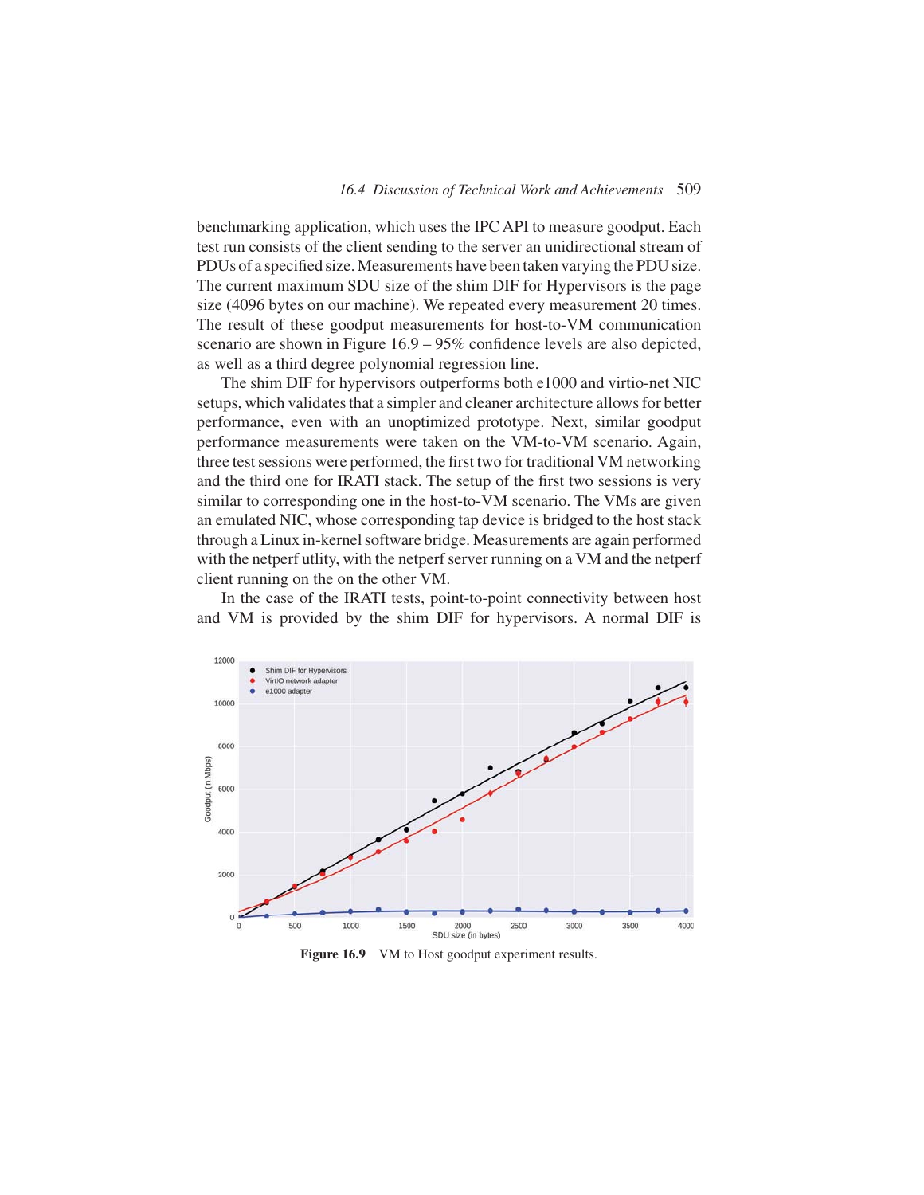benchmarking application, which uses the IPC API to measure goodput. Each test run consists of the client sending to the server an unidirectional stream of PDUs of a specified size. Measurements have been taken varying the PDU size. The current maximum SDU size of the shim DIF for Hypervisors is the page size (4096 bytes on our machine). We repeated every measurement 20 times. The result of these goodput measurements for host-to-VM communication scenario are shown in Figure 16.9 – 95% confidence levels are also depicted, as well as a third degree polynomial regression line.

The shim DIF for hypervisors outperforms both e1000 and virtio-net NIC setups, which validates that a simpler and cleaner architecture allows for better performance, even with an unoptimized prototype. Next, similar goodput performance measurements were taken on the VM-to-VM scenario. Again, three test sessions were performed, the first two for traditional VM networking and the third one for IRATI stack. The setup of the first two sessions is very similar to corresponding one in the host-to-VM scenario. The VMs are given an emulated NIC, whose corresponding tap device is bridged to the host stack through a Linux in-kernel software bridge. Measurements are again performed with the netperf utlity, with the netperf server running on a VM and the netperf client running on the on the other VM.

In the case of the IRATI tests, point-to-point connectivity between host and VM is provided by the shim DIF for hypervisors. A normal DIF is

**Figure 16.9** VM to Host goodput experiment results.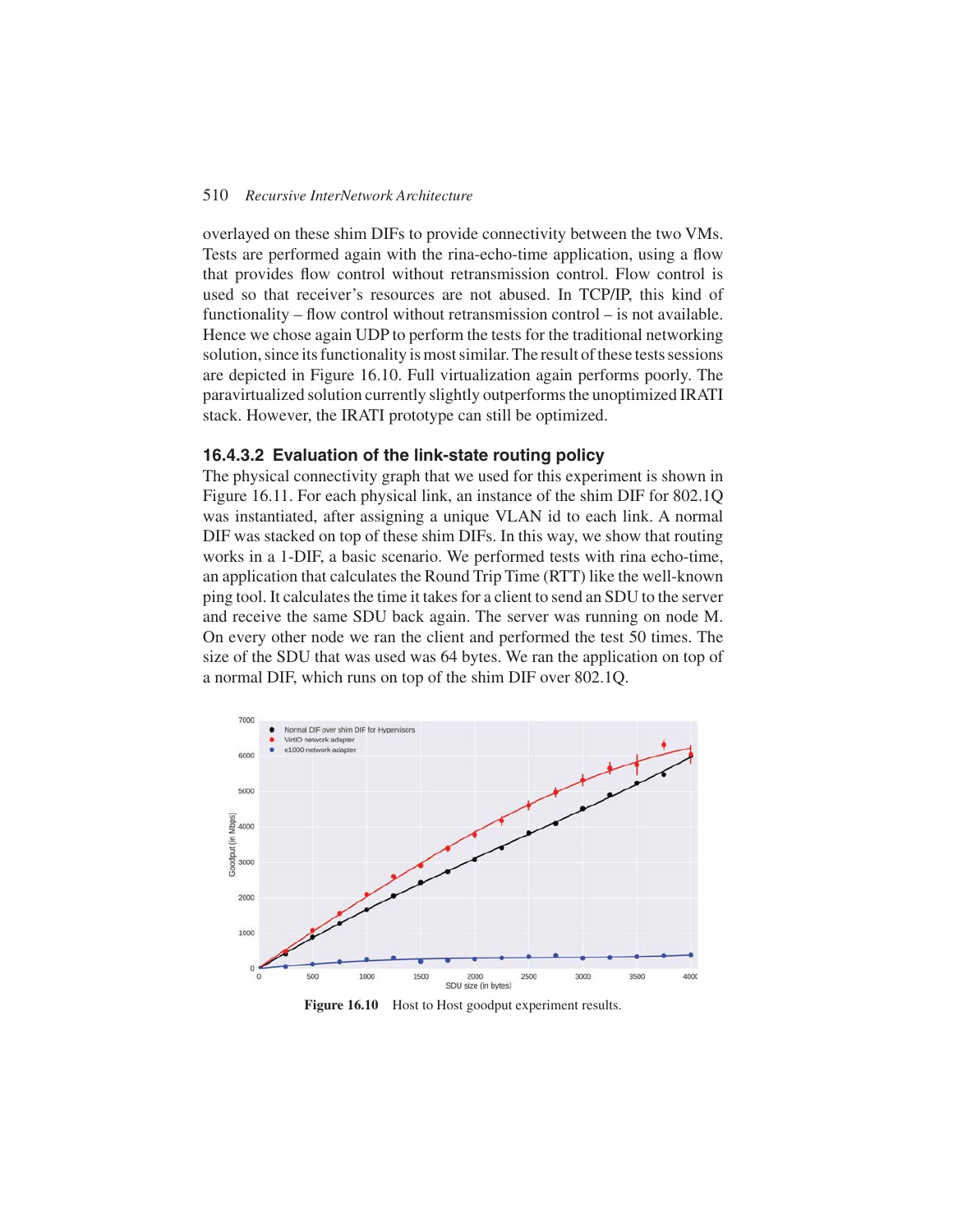overlayed on these shim DIFs to provide connectivity between the two VMs. Tests are performed again with the rina-echo-time application, using a flow that provides flow control without retransmission control. Flow control is used so that receiver's resources are not abused. In TCP/IP, this kind of functionality – flow control without retransmission control – is not available. Hence we chose again UDP to perform the tests for the traditional networking solution, since its functionality is most similar. The result of these tests sessions are depicted in Figure 16.10. Full virtualization again performs poorly. The paravirtualized solution currently slightly outperforms the unoptimized IRATI stack. However, the IRATI prototype can still be optimized.

#### 16.4.3.2 Evaluation of the link-state routing policy

The physical connectivity graph that we used for this experiment is shown in Figure 16.11. For each physical link, an instance of the shim DIF for 802.1Q was instantiated, after assigning a unique VLAN id to each link. A normal DIF was stacked on top of these shim DIFs. In this way, we show that routing works in a 1-DIF, a basic scenario. We performed tests with rina echo-time, an application that calculates the Round Trip Time (RTT) like the well-known ping tool. It calculates the time it takes for a client to send an SDU to the server and receive the same SDU back again. The server was running on node M. On every other node we ran the client and performed the test 50 times. The size of the SDU that was used was 64 bytes. We ran the application on top of a normal DIF, which runs on top of the shim DIF over 802.1Q.

**Figure 16.10** Host to Host goodput experiment results.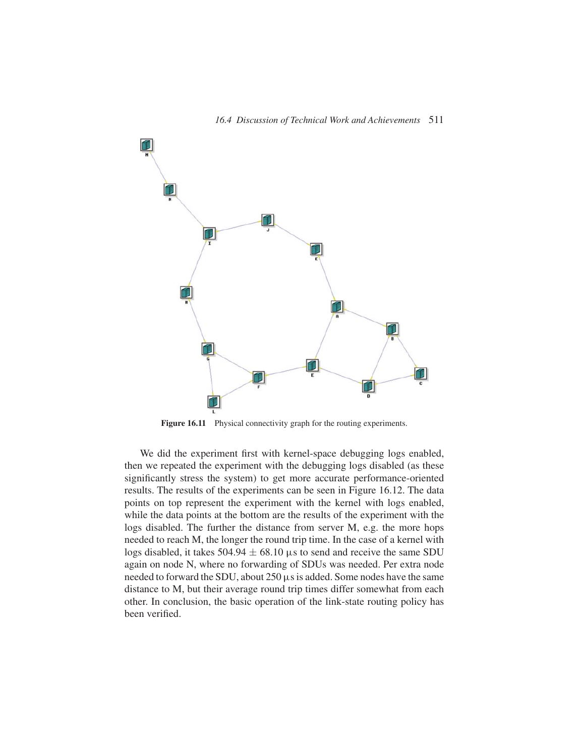Figure 16.11 Physical connectivity graph for the routing experiments.

We did the experiment first with kernel-space debugging logs enabled, then we repeated the experiment with the debugging logs disabled (as these significantly stress the system) to get more accurate performance-oriented results. The results of the experiments can be seen in Figure 16.12. The data points on top represent the experiment with the kernel with logs enabled, while the data points at the bottom are the results of the experiment with the logs disabled. The further the distance from server M, e.g. the more hops needed to reach M, the longer the round trip time. In the case of a kernel with logs disabled, it takes $504.94 \pm 68.10$ μs to send and receive the same SDU again on node N, where no forwarding of SDUs was needed. Per extra node needed to forward the SDU, about 250 μs is added. Some nodes have the same distance to M, but their average round trip times differ somewhat from each other. In conclusion, the basic operation of the link-state routing policy has been verified.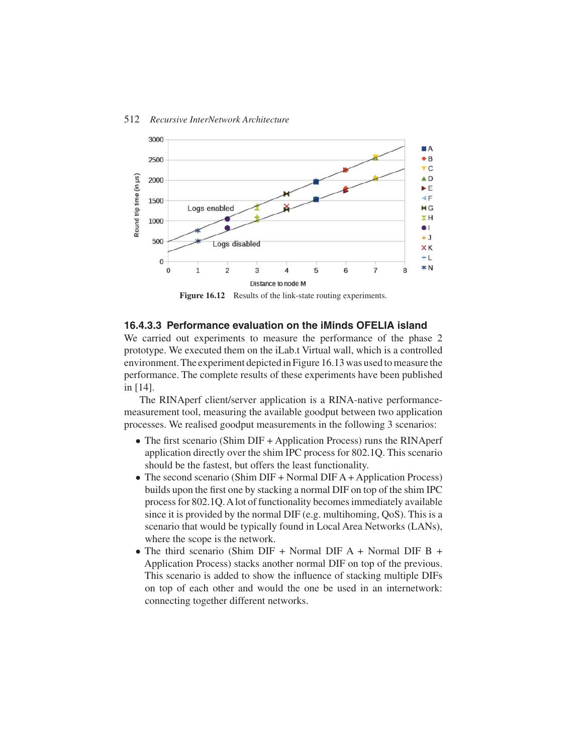Figure 16.12 Results of the link-state routing experiments.

#### 16.4.3.3 Performance evaluation on the iMinds OFELIA island

We carried out experiments to measure the performance of the phase 2 prototype. We executed them on the iLab.t Virtual wall, which is a controlled environment. The experiment depicted in Figure 16.13 was used to measure the performance. The complete results of these experiments have been published in [14].

The RINAperf client/server application is a RINA-native performance-measurement tool, measuring the available goodput between two application processes. We realised goodput measurements in the following 3 scenarios:

- The first scenario (Shim DIF + Application Process) runs the RINAperf application directly over the shim IPC process for 802.1Q. This scenario should be the fastest, but offers the least functionality.
- The second scenario (Shim DIF + Normal DIF A + Application Process) builds upon the first one by stacking a normal DIF on top of the shim IPC process for 802.1Q. A lot of functionality becomes immediately available since it is provided by the normal DIF (e.g. multihoming, QoS). This is a scenario that would be typically found in Local Area Networks (LANs), where the scope is the network.
- The third scenario (Shim DIF + Normal DIF A + Normal DIF B + Application Process) stacks another normal DIF on top of the previous. This scenario is added to show the influence of stacking multiple DIFs on top of each other and would the one be used in an internetwork: connecting together different networks.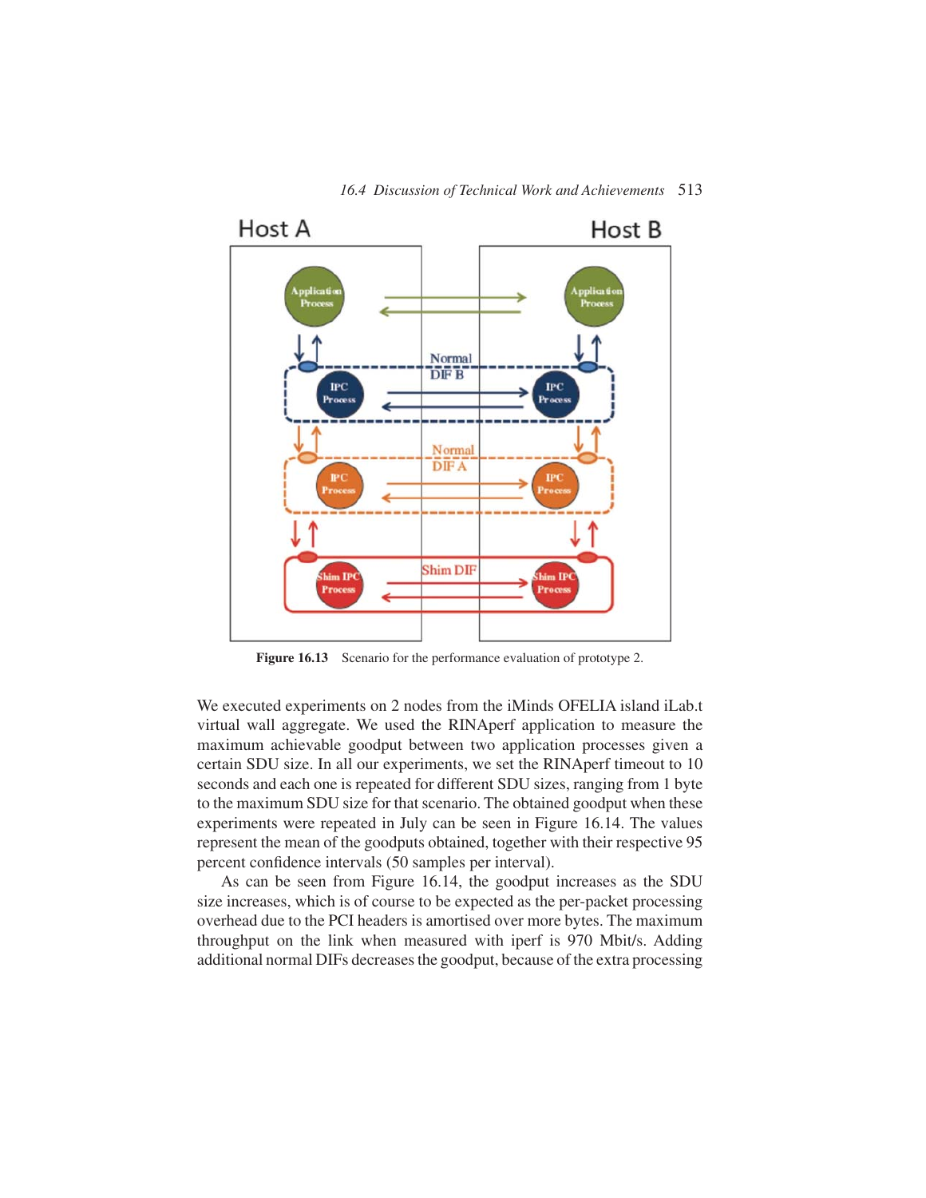Figure 16.13 Scenario for the performance evaluation of prototype 2.

We executed experiments on 2 nodes from the iMinds OFELIA island iLab.t virtual wall aggregate. We used the RINAperf application to measure the maximum achievable goodput between two application processes given a certain SDU size. In all our experiments, we set the RINAperf timeout to 10 seconds and each one is repeated for different SDU sizes, ranging from 1 byte to the maximum SDU size for that scenario. The obtained goodput when these experiments were repeated in July can be seen in Figure 16.14. The values represent the mean of the goodputs obtained, together with their respective 95 percent confidence intervals (50 samples per interval).

As can be seen from Figure 16.14, the goodput increases as the SDU size increases, which is of course to be expected as the per-packet processing overhead due to the PCI headers is amortised over more bytes. The maximum throughput on the link when measured with iperf is 970 Mbit/s. Adding additional normal DIFs decreases the goodput, because of the extra processing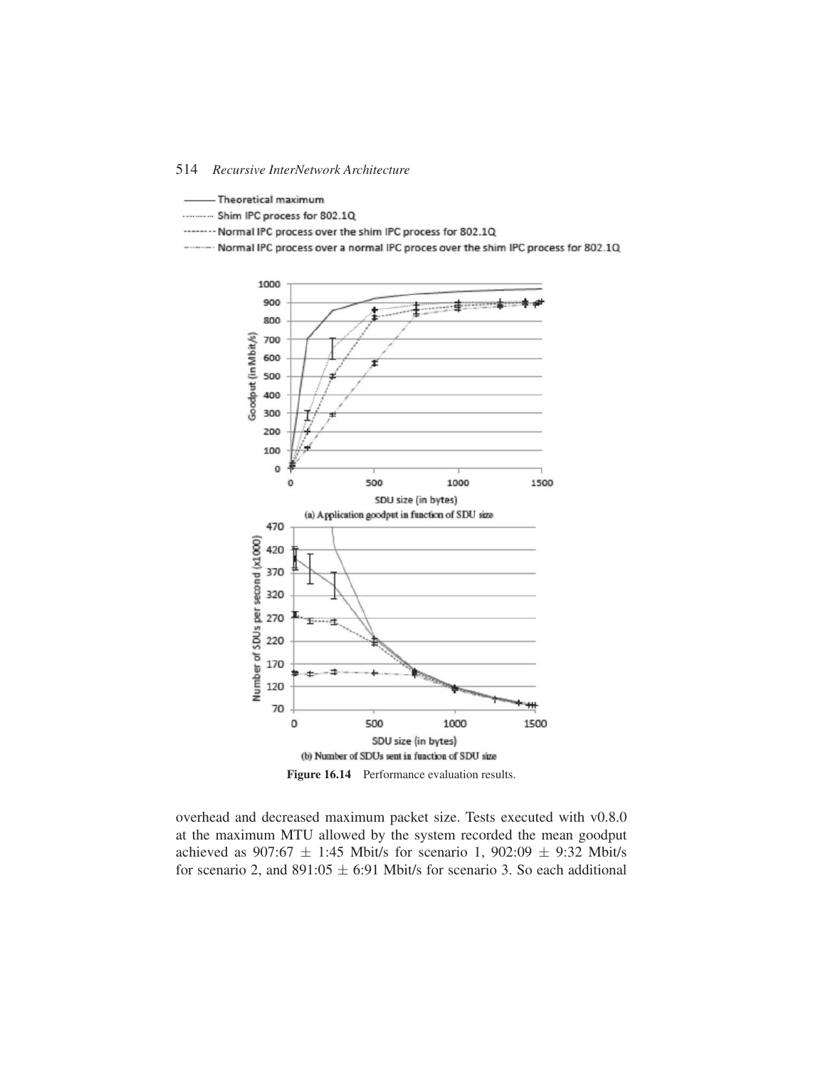— Theoretical maximum
········ Shim IPC process for 802.1Q
-------- Normal IPC process over the shim IPC process for 802.1Q
-·-·-·- Normal IPC process over a normal IPC proces over the shim IPC process for 802.1Q

(a) Application goodput in function of SDU size

(b) Number of SDUs sent in function of SDU size

**Figure 16.14** Performance evaluation results.

overhead and decreased maximum packet size. Tests executed with v0.8.0 at the maximum MTU allowed by the system recorded the mean goodput achieved as 907:67 ± 1:45 Mbit/s for scenario 1, 902:09 ± 9:32 Mbit/s for scenario 2, and 891:05 ± 6:91 Mbit/s for scenario 3. So each additional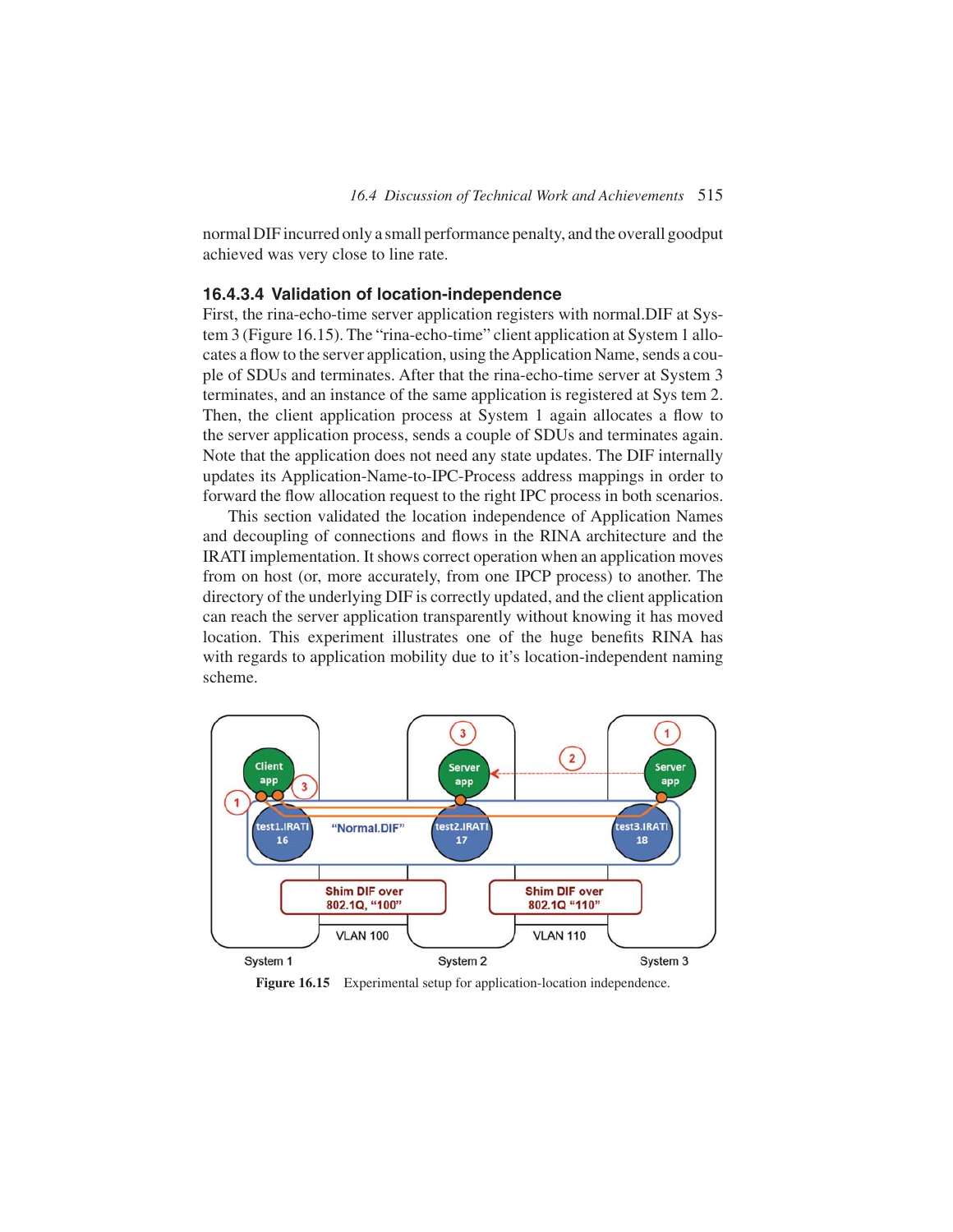normal DIF incurred only a small performance penalty, and the overall goodput achieved was very close to line rate.

#### 16.4.3.4 Validation of location-independence

First, the rina-echo-time server application registers with normal.DIF at System 3 (Figure 16.15). The "rina-echo-time" client application at System 1 allocates a flow to the server application, using the Application Name, sends a couple of SDUs and terminates. After that the rina-echo-time server at System 3 terminates, and an instance of the same application is registered at Sys tem 2. Then, the client application process at System 1 again allocates a flow to the server application process, sends a couple of SDUs and terminates again. Note that the application does not need any state updates. The DIF internally updates its Application-Name-to-IPC-Process address mappings in order to forward the flow allocation request to the right IPC process in both scenarios.

This section validated the location independence of Application Names and decoupling of connections and flows in the RINA architecture and the IRATI implementation. It shows correct operation when an application moves from on host (or, more accurately, from one IPCP process) to another. The directory of the underlying DIF is correctly updated, and the client application can reach the server application transparently without knowing it has moved location. This experiment illustrates one of the huge benefits RINA has with regards to application mobility due to it's location-independent naming scheme.

**Figure 16.15** Experimental setup for application-location independence.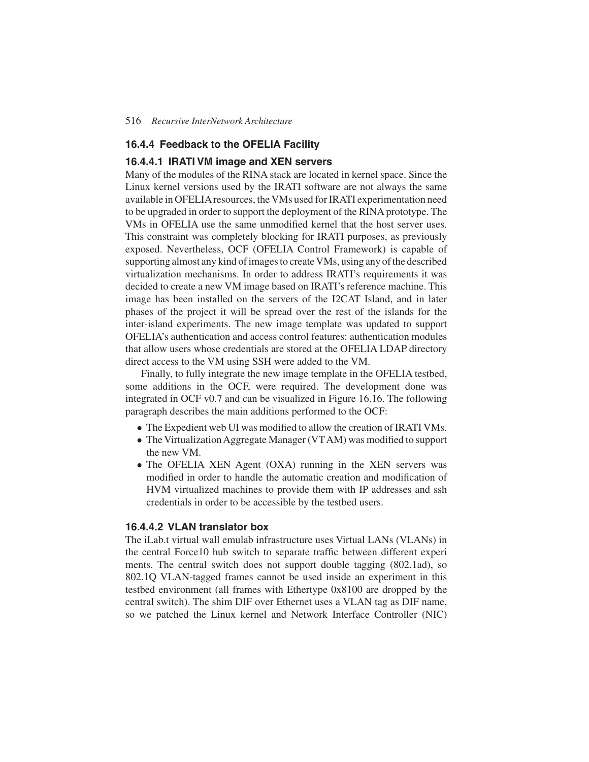### 16.4.4 Feedback to the OFELIA Facility

#### 16.4.4.1 IRATI VM image and XEN servers

Many of the modules of the RINA stack are located in kernel space. Since the Linux kernel versions used by the IRATI software are not always the same available in OFELIA resources, the VMs used for IRATI experimentation need to be upgraded in order to support the deployment of the RINA prototype. The VMs in OFELIA use the same unmodified kernel that the host server uses. This constraint was completely blocking for IRATI purposes, as previously exposed. Nevertheless, OCF (OFELIA Control Framework) is capable of supporting almost any kind of images to create VMs, using any of the described virtualization mechanisms. In order to address IRATI's requirements it was decided to create a new VM image based on IRATI's reference machine. This image has been installed on the servers of the I2CAT Island, and in later phases of the project it will be spread over the rest of the islands for the inter-island experiments. The new image template was updated to support OFELIA's authentication and access control features: authentication modules that allow users whose credentials are stored at the OFELIA LDAP directory direct access to the VM using SSH were added to the VM.

Finally, to fully integrate the new image template in the OFELIA testbed, some additions in the OCF, were required. The development done was integrated in OCF v0.7 and can be visualized in Figure 16.16. The following paragraph describes the main additions performed to the OCF:

- The Expedient web UI was modified to allow the creation of IRATI VMs.
- The Virtualization Aggregate Manager (VT AM) was modified to support the new VM.
- The OFELIA XEN Agent (OXA) running in the XEN servers was modified in order to handle the automatic creation and modification of HVM virtualized machines to provide them with IP addresses and ssh credentials in order to be accessible by the testbed users.

#### 16.4.4.2 VLAN translator box

The iLab.t virtual wall emulab infrastructure uses Virtual LANs (VLANs) in the central Force10 hub switch to separate traffic between different experi ments. The central switch does not support double tagging (802.1ad), so 802.1Q VLAN-tagged frames cannot be used inside an experiment in this testbed environment (all frames with Ethertype 0x8100 are dropped by the central switch). The shim DIF over Ethernet uses a VLAN tag as DIF name, so we patched the Linux kernel and Network Interface Controller (NIC)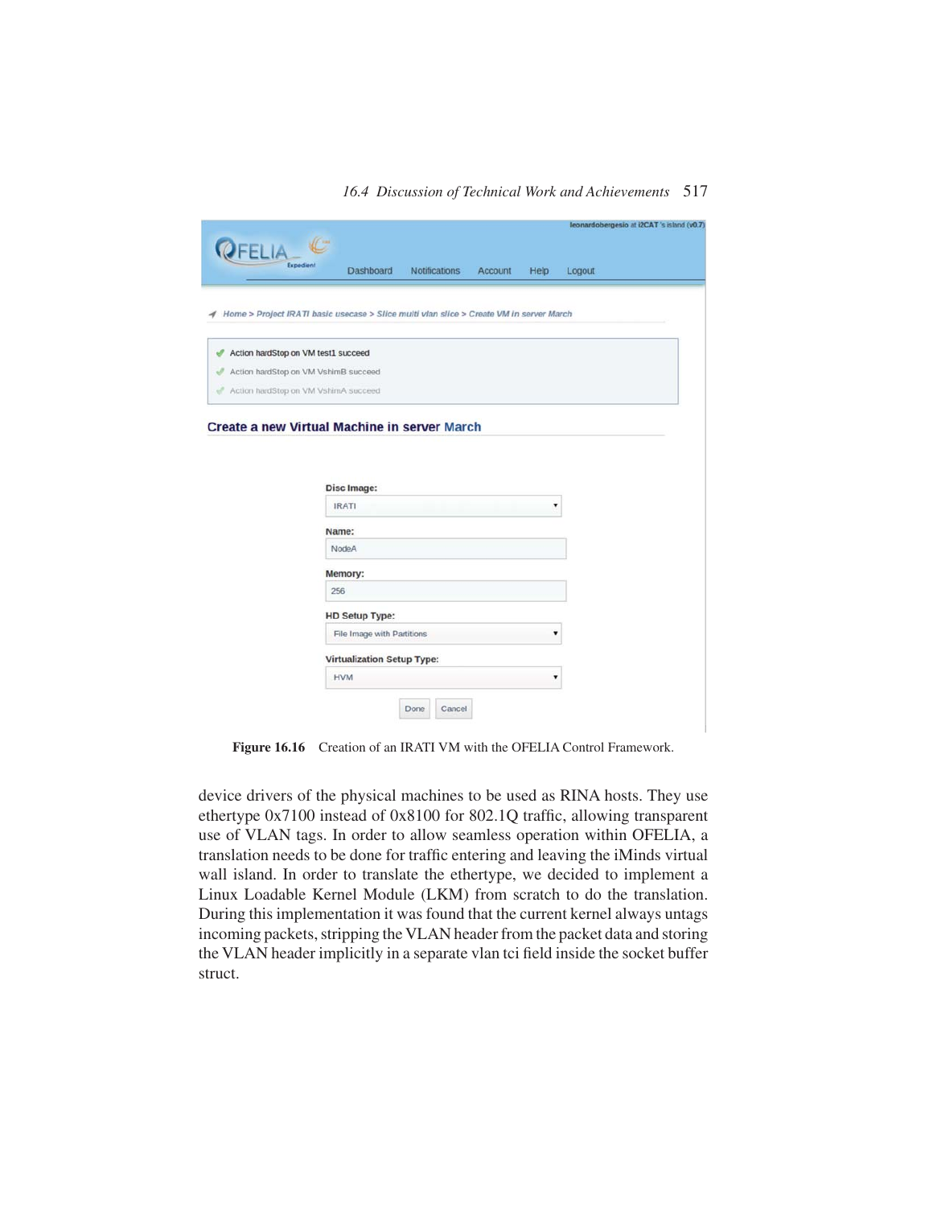Figure 16.16 Creation of an IRATI VM with the OFELIA Control Framework.

device drivers of the physical machines to be used as RINA hosts. They use ethertype 0x7100 instead of 0x8100 for 802.1Q traffic, allowing transparent use of VLAN tags. In order to allow seamless operation within OFELIA, a translation needs to be done for traffic entering and leaving the iMinds virtual wall island. In order to translate the ethertype, we decided to implement a Linux Loadable Kernel Module (LKM) from scratch to do the translation. During this implementation it was found that the current kernel always untags incoming packets, stripping the VLAN header from the packet data and storing the VLAN header implicitly in a separate vlan tci field inside the socket buffer struct.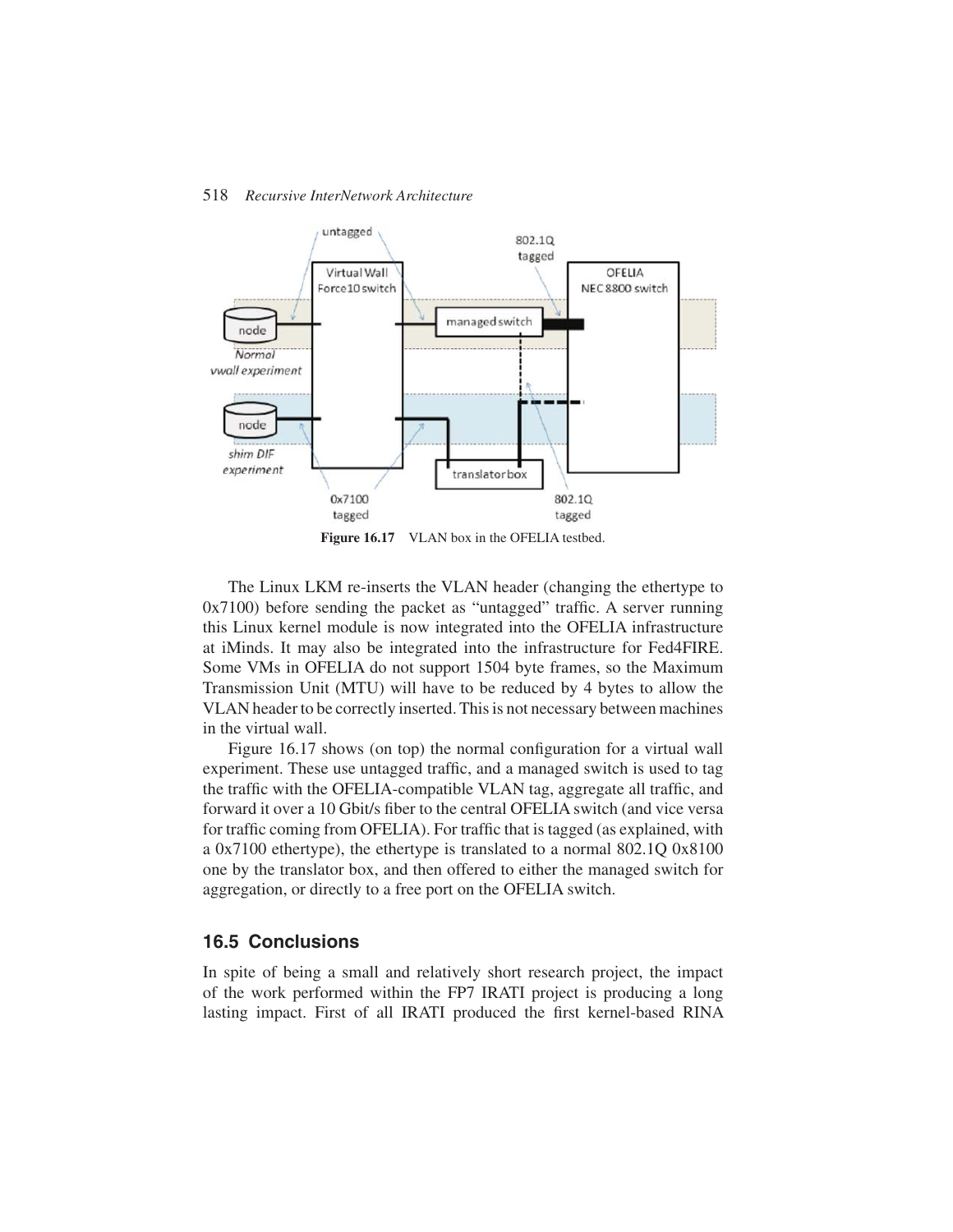**Figure 16.17** VLAN box in the OFELIA testbed.

The Linux LKM re-inserts the VLAN header (changing the ethertype to 0x7100) before sending the packet as "untagged" traffic. A server running this Linux kernel module is now integrated into the OFELIA infrastructure at iMinds. It may also be integrated into the infrastructure for Fed4FIRE. Some VMs in OFELIA do not support 1504 byte frames, so the Maximum Transmission Unit (MTU) will have to be reduced by 4 bytes to allow the VLAN header to be correctly inserted. This is not necessary between machines in the virtual wall.

Figure 16.17 shows (on top) the normal configuration for a virtual wall experiment. These use untagged traffic, and a managed switch is used to tag the traffic with the OFELIA-compatible VLAN tag, aggregate all traffic, and forward it over a 10 Gbit/s fiber to the central OFELIA switch (and vice versa for traffic coming from OFELIA). For traffic that is tagged (as explained, with a 0x7100 ethertype), the ethertype is translated to a normal 802.1Q 0x8100 one by the translator box, and then offered to either the managed switch for aggregation, or directly to a free port on the OFELIA switch.

## 16.5 Conclusions

In spite of being a small and relatively short research project, the impact of the work performed within the FP7 IRATI project is producing a long lasting impact. First of all IRATI produced the first kernel-based RINA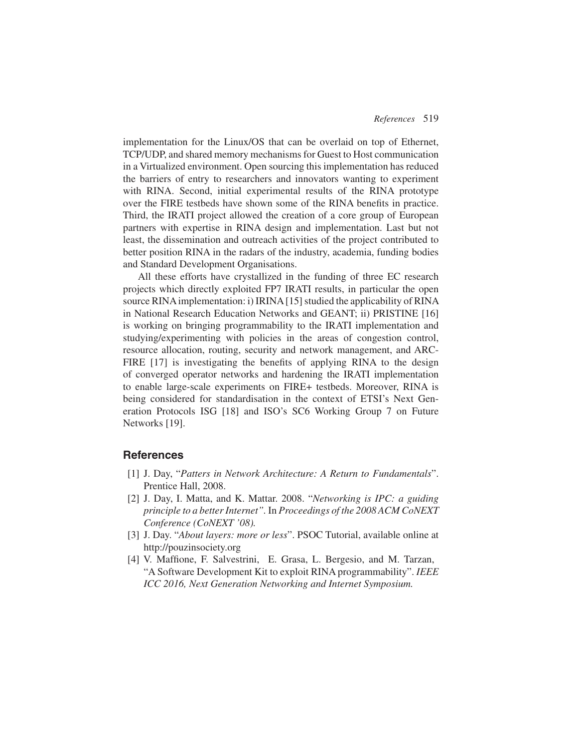implementation for the Linux/OS that can be overlaid on top of Ethernet, TCP/UDP, and shared memory mechanisms for Guest to Host communication in a Virtualized environment. Open sourcing this implementation has reduced the barriers of entry to researchers and innovators wanting to experiment with RINA. Second, initial experimental results of the RINA prototype over the FIRE testbeds have shown some of the RINA benefits in practice. Third, the IRATI project allowed the creation of a core group of European partners with expertise in RINA design and implementation. Last but not least, the dissemination and outreach activities of the project contributed to better position RINA in the radars of the industry, academia, funding bodies and Standard Development Organisations.

All these efforts have crystallized in the funding of three EC research projects which directly exploited FP7 IRATI results, in particular the open source RINA implementation: i) IRINA [15] studied the applicability of RINA in National Research Education Networks and GEANT; ii) PRISTINE [16] is working on bringing programmability to the IRATI implementation and studying/experimenting with policies in the areas of congestion control, resource allocation, routing, security and network management, and ARCFIRE [17] is investigating the benefits of applying RINA to the design of converged operator networks and hardening the IRATI implementation to enable large-scale experiments on FIRE+ testbeds. Moreover, RINA is being considered for standardisation in the context of ETSI's Next Generation Protocols ISG [18] and ISO's SC6 Working Group 7 on Future Networks [19].

## References

[1] J. Day, "*Patters in Network Architecture: A Return to Fundamentals*". Prentice Hall, 2008.

[2] J. Day, I. Matta, and K. Mattar. 2008. "*Networking is IPC: a guiding principle to a better Internet"*. In *Proceedings of the 2008 ACM CoNEXT Conference (CoNEXT '08).*

[3] J. Day. "*About layers: more or less*". PSOC Tutorial, available online at http://pouzinsociety.org

[4] V. Maffione, F. Salvestrini, E. Grasa, L. Bergesio, and M. Tarzan, "A Software Development Kit to exploit RINA programmability". *IEEE ICC 2016, Next Generation Networking and Internet Symposium.*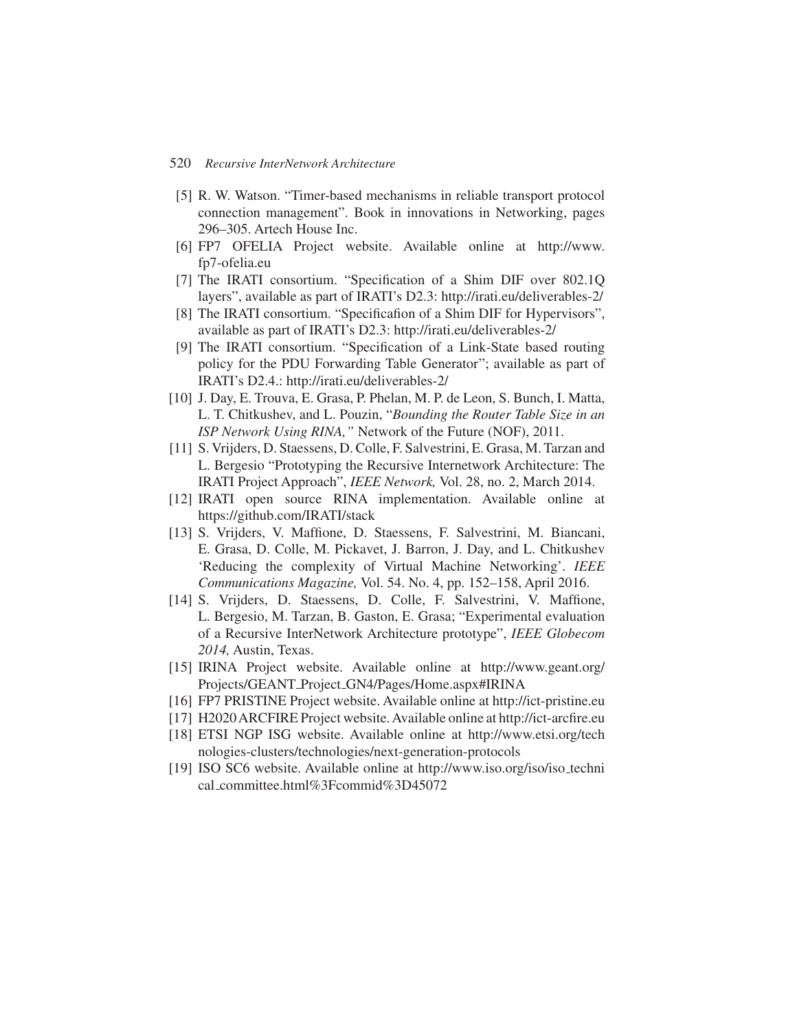[5] R. W. Watson. "Timer-based mechanisms in reliable transport protocol connection management". Book in innovations in Networking, pages 296–305. Artech House Inc.

[6] FP7 OFELIA Project website. Available online at http://www.fp7-ofelia.eu

[7] The IRATI consortium. "Specification of a Shim DIF over 802.1Q layers", available as part of IRATI's D2.3: http://irati.eu/deliverables-2/

[8] The IRATI consortium. "Specificafion of a Shim DIF for Hypervisors", available as part of IRATI's D2.3: http://irati.eu/deliverables-2/

[9] The IRATI consortium. "Specification of a Link-State based routing policy for the PDU Forwarding Table Generator"; available as part of IRATI's D2.4.: http://irati.eu/deliverables-2/

[10] J. Day, E. Trouva, E. Grasa, P. Phelan, M. P. de Leon, S. Bunch, I. Matta, L. T. Chitkushev, and L. Pouzin, "*Bounding the Router Table Size in an ISP Network Using RINA,"* Network of the Future (NOF), 2011.

[11] S. Vrijders, D. Staessens, D. Colle, F. Salvestrini, E. Grasa, M. Tarzan and L. Bergesio "Prototyping the Recursive Internetwork Architecture: The IRATI Project Approach", *IEEE Network,* Vol. 28, no. 2, March 2014.

[12] IRATI open source RINA implementation. Available online at https://github.com/IRATI/stack

[13] S. Vrijders, V. Maffione, D. Staessens, F. Salvestrini, M. Biancani, E. Grasa, D. Colle, M. Pickavet, J. Barron, J. Day, and L. Chitkushev 'Reducing the complexity of Virtual Machine Networking'. *IEEE Communications Magazine,* Vol. 54. No. 4, pp. 152–158, April 2016.

[14] S. Vrijders, D. Staessens, D. Colle, F. Salvestrini, V. Maffione, L. Bergesio, M. Tarzan, B. Gaston, E. Grasa; "Experimental evaluation of a Recursive InterNetwork Architecture prototype", *IEEE Globecom 2014,* Austin, Texas.

[15] IRINA Project website. Available online at http://www.geant.org/Projects/GEANT_Project_GN4/Pages/Home.aspx#IRINA

[16] FP7 PRISTINE Project website. Available online at http://ict-pristine.eu

[17] H2020 ARCFIRE Project website. Available online at http://ict-arcfire.eu

[18] ETSI NGP ISG website. Available online at http://www.etsi.org/technologies-clusters/technologies/next-generation-protocols

[19] ISO SC6 website. Available online at http://www.iso.org/iso/iso_technical_committee.html%3Fcommid%3D45072